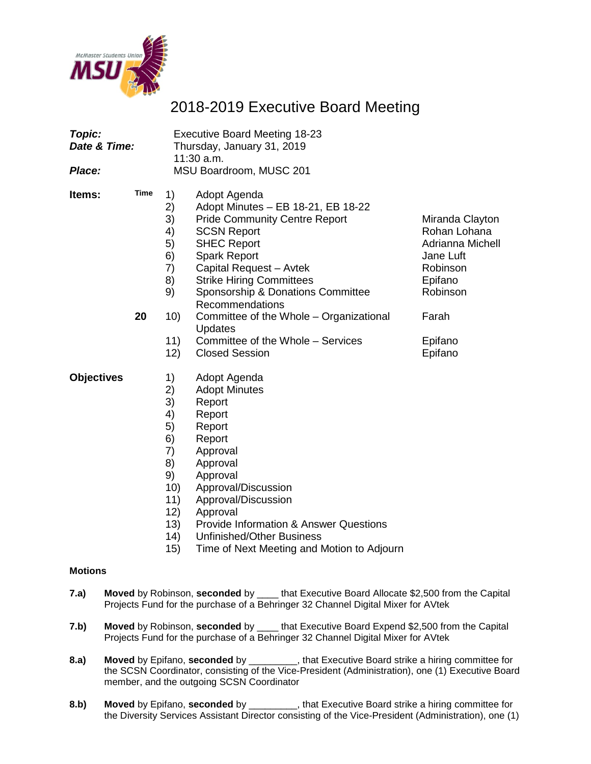McMaster Students Union MSU

# 2018-2019 Executive Board Meeting

| | |
|---|---|
| ***Topic:*** | Executive Board Meeting 18-23 |
| ***Date & Time:*** | Thursday, January 31, 2019<br>11:30 a.m. |
| ***Place:*** | MSU Boardroom, MUSC 201 |

**Items:**

| Time | # | Item | Presenter |
|---|---|---|---|
| | 1) | Adopt Agenda | |
| | 2) | Adopt Minutes – EB 18-21, EB 18-22 | |
| | 3) | Pride Community Centre Report | Miranda Clayton |
| | 4) | SCSN Report | Rohan Lohana |
| | 5) | SHEC Report | Adrianna Michell |
| | 6) | Spark Report | Jane Luft |
| | 7) | Capital Request – Avtek | Robinson |
| | 8) | Strike Hiring Committees | Epifano |
| | 9) | Sponsorship & Donations Committee Recommendations | Robinson |
| **20** | 10) | Committee of the Whole – Organizational Updates | Farah |
| | 11) | Committee of the Whole – Services | Epifano |
| | 12) | Closed Session | Epifano |

**Objectives**

1) Adopt Agenda
2) Adopt Minutes
3) Report
4) Report
5) Report
6) Report
7) Approval
8) Approval
9) Approval
10) Approval/Discussion
11) Approval/Discussion
12) Approval
13) Provide Information & Answer Questions
14) Unfinished/Other Business
15) Time of Next Meeting and Motion to Adjourn

**Motions**

**7.a)** **Moved** by Robinson, **seconded** by ____ that Executive Board Allocate $2,500 from the Capital Projects Fund for the purchase of a Behringer 32 Channel Digital Mixer for AVtek

**7.b)** **Moved** by Robinson, **seconded** by ____ that Executive Board Expend $2,500 from the Capital Projects Fund for the purchase of a Behringer 32 Channel Digital Mixer for AVtek

**8.a)** **Moved** by Epifano, **seconded** by _________, that Executive Board strike a hiring committee for the SCSN Coordinator, consisting of the Vice-President (Administration), one (1) Executive Board member, and the outgoing SCSN Coordinator

**8.b)** **Moved** by Epifano, **seconded** by _________, that Executive Board strike a hiring committee for the Diversity Services Assistant Director consisting of the Vice-President (Administration), one (1)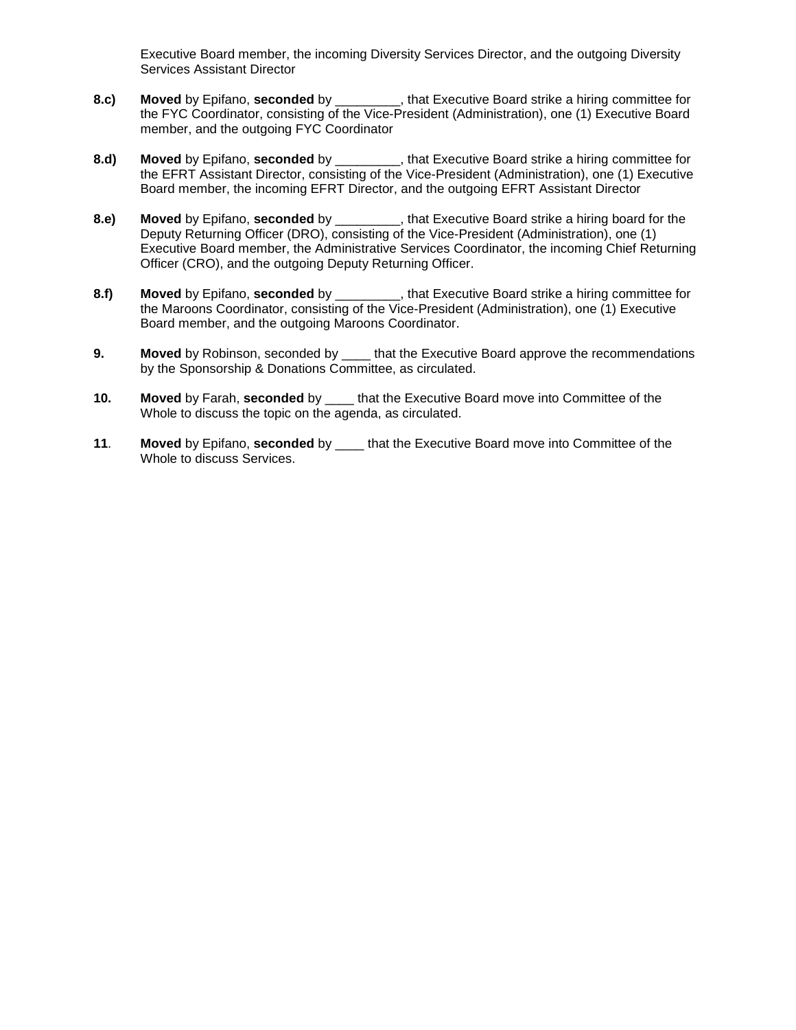Executive Board member, the incoming Diversity Services Director, and the outgoing Diversity Services Assistant Director

**8.c)** **Moved** by Epifano, **seconded** by _________, that Executive Board strike a hiring committee for the FYC Coordinator, consisting of the Vice-President (Administration), one (1) Executive Board member, and the outgoing FYC Coordinator

**8.d)** **Moved** by Epifano, **seconded** by _________, that Executive Board strike a hiring committee for the EFRT Assistant Director, consisting of the Vice-President (Administration), one (1) Executive Board member, the incoming EFRT Director, and the outgoing EFRT Assistant Director

**8.e)** **Moved** by Epifano, **seconded** by _________, that Executive Board strike a hiring board for the Deputy Returning Officer (DRO), consisting of the Vice-President (Administration), one (1) Executive Board member, the Administrative Services Coordinator, the incoming Chief Returning Officer (CRO), and the outgoing Deputy Returning Officer.

**8.f)** **Moved** by Epifano, **seconded** by _________, that Executive Board strike a hiring committee for the Maroons Coordinator, consisting of the Vice-President (Administration), one (1) Executive Board member, and the outgoing Maroons Coordinator.

**9.** **Moved** by Robinson, seconded by ____ that the Executive Board approve the recommendations by the Sponsorship & Donations Committee, as circulated.

**10.** **Moved** by Farah, **seconded** by ____ that the Executive Board move into Committee of the Whole to discuss the topic on the agenda, as circulated.

**11**. **Moved** by Epifano, **seconded** by ____ that the Executive Board move into Committee of the Whole to discuss Services.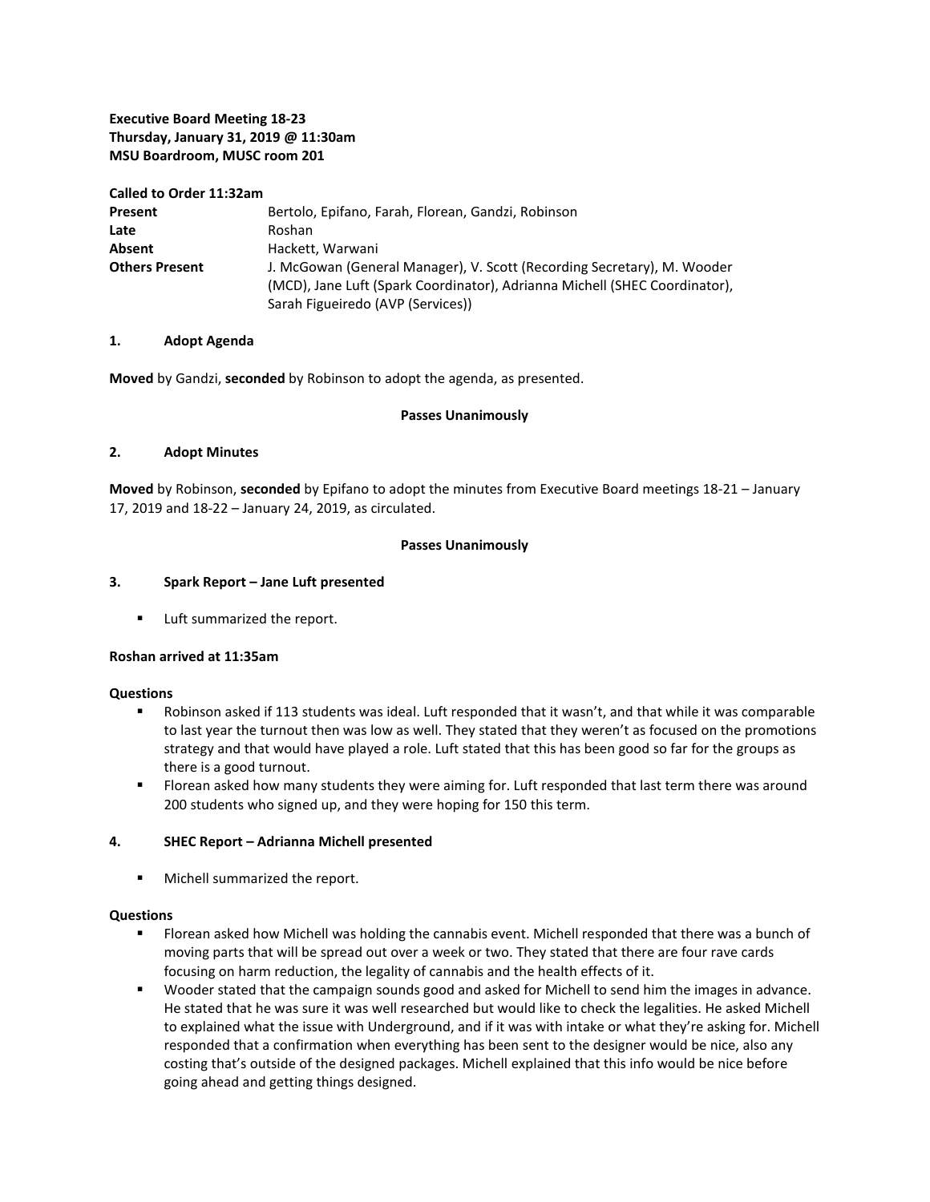**Executive Board Meeting 18-23**
**Thursday, January 31, 2019 @ 11:30am**
**MSU Boardroom, MUSC room 201**

**Called to Order 11:32am**

| | |
|---|---|
| **Present** | Bertolo, Epifano, Farah, Florean, Gandzi, Robinson |
| **Late** | Roshan |
| **Absent** | Hackett, Warwani |
| **Others Present** | J. McGowan (General Manager), V. Scott (Recording Secretary), M. Wooder (MCD), Jane Luft (Spark Coordinator), Adrianna Michell (SHEC Coordinator), Sarah Figueiredo (AVP (Services)) |

## 1. Adopt Agenda

**Moved** by Gandzi, **seconded** by Robinson to adopt the agenda, as presented.

**Passes Unanimously**

## 2. Adopt Minutes

**Moved** by Robinson, **seconded** by Epifano to adopt the minutes from Executive Board meetings 18-21 – January 17, 2019 and 18-22 – January 24, 2019, as circulated.

**Passes Unanimously**

## 3. Spark Report – Jane Luft presented

- Luft summarized the report.

**Roshan arrived at 11:35am**

**Questions**

- Robinson asked if 113 students was ideal. Luft responded that it wasn't, and that while it was comparable to last year the turnout then was low as well. They stated that they weren't as focused on the promotions strategy and that would have played a role. Luft stated that this has been good so far for the groups as there is a good turnout.
- Florean asked how many students they were aiming for. Luft responded that last term there was around 200 students who signed up, and they were hoping for 150 this term.

## 4. SHEC Report – Adrianna Michell presented

- Michell summarized the report.

**Questions**

- Florean asked how Michell was holding the cannabis event. Michell responded that there was a bunch of moving parts that will be spread out over a week or two. They stated that there are four rave cards focusing on harm reduction, the legality of cannabis and the health effects of it.
- Wooder stated that the campaign sounds good and asked for Michell to send him the images in advance. He stated that he was sure it was well researched but would like to check the legalities. He asked Michell to explained what the issue with Underground, and if it was with intake or what they're asking for. Michell responded that a confirmation when everything has been sent to the designer would be nice, also any costing that's outside of the designed packages. Michell explained that this info would be nice before going ahead and getting things designed.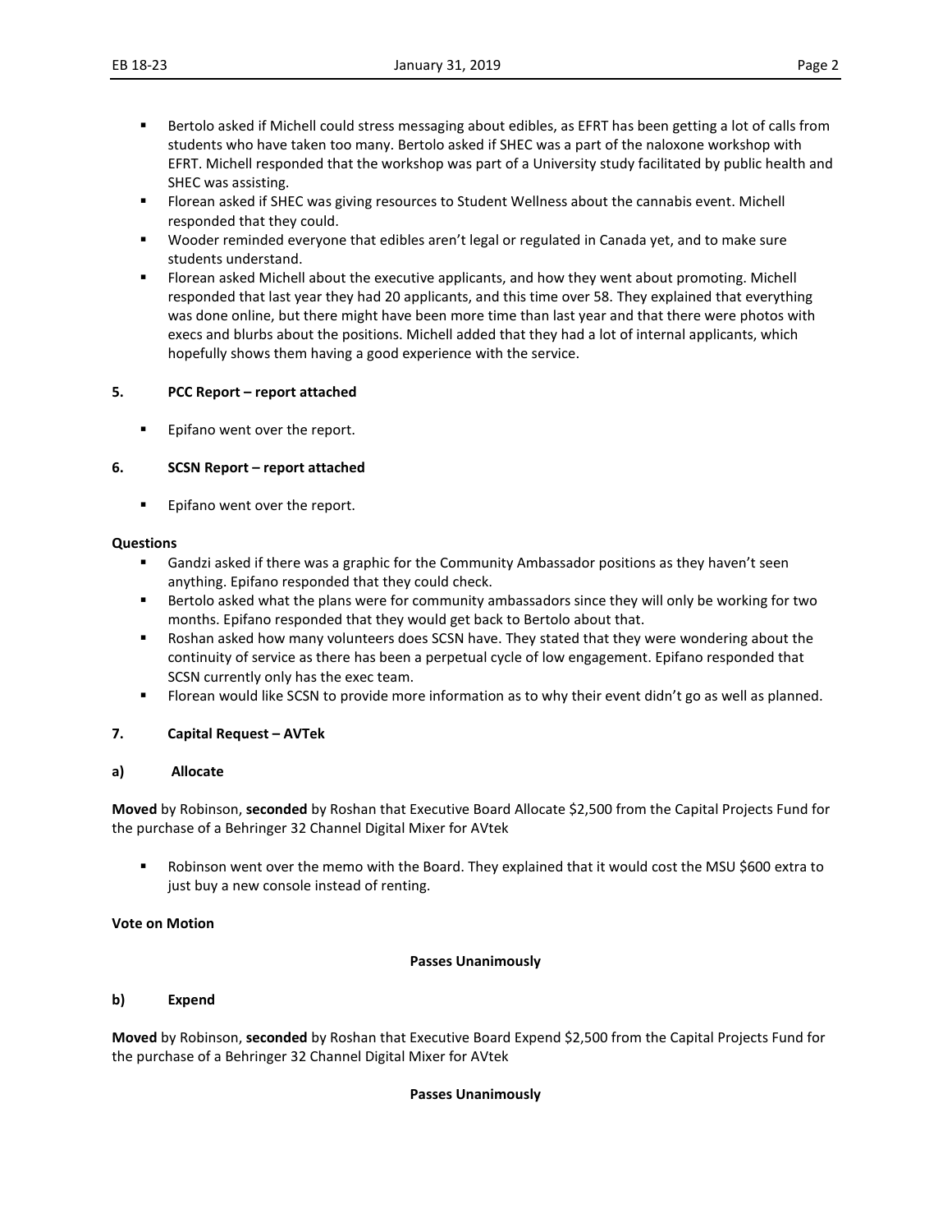- Bertolo asked if Michell could stress messaging about edibles, as EFRT has been getting a lot of calls from students who have taken too many. Bertolo asked if SHEC was a part of the naloxone workshop with EFRT. Michell responded that the workshop was part of a University study facilitated by public health and SHEC was assisting.
- Florean asked if SHEC was giving resources to Student Wellness about the cannabis event. Michell responded that they could.
- Wooder reminded everyone that edibles aren't legal or regulated in Canada yet, and to make sure students understand.
- Florean asked Michell about the executive applicants, and how they went about promoting. Michell responded that last year they had 20 applicants, and this time over 58. They explained that everything was done online, but there might have been more time than last year and that there were photos with execs and blurbs about the positions. Michell added that they had a lot of internal applicants, which hopefully shows them having a good experience with the service.

**5. PCC Report – report attached**

- Epifano went over the report.

**6. SCSN Report – report attached**

- Epifano went over the report.

**Questions**

- Gandzi asked if there was a graphic for the Community Ambassador positions as they haven't seen anything. Epifano responded that they could check.
- Bertolo asked what the plans were for community ambassadors since they will only be working for two months. Epifano responded that they would get back to Bertolo about that.
- Roshan asked how many volunteers does SCSN have. They stated that they were wondering about the continuity of service as there has been a perpetual cycle of low engagement. Epifano responded that SCSN currently only has the exec team.
- Florean would like SCSN to provide more information as to why their event didn't go as well as planned.

**7. Capital Request – AVTek**

**a) Allocate**

**Moved** by Robinson, **seconded** by Roshan that Executive Board Allocate $2,500 from the Capital Projects Fund for the purchase of a Behringer 32 Channel Digital Mixer for AVtek

- Robinson went over the memo with the Board. They explained that it would cost the MSU $600 extra to just buy a new console instead of renting.

**Vote on Motion**

**Passes Unanimously**

**b) Expend**

**Moved** by Robinson, **seconded** by Roshan that Executive Board Expend $2,500 from the Capital Projects Fund for the purchase of a Behringer 32 Channel Digital Mixer for AVtek

**Passes Unanimously**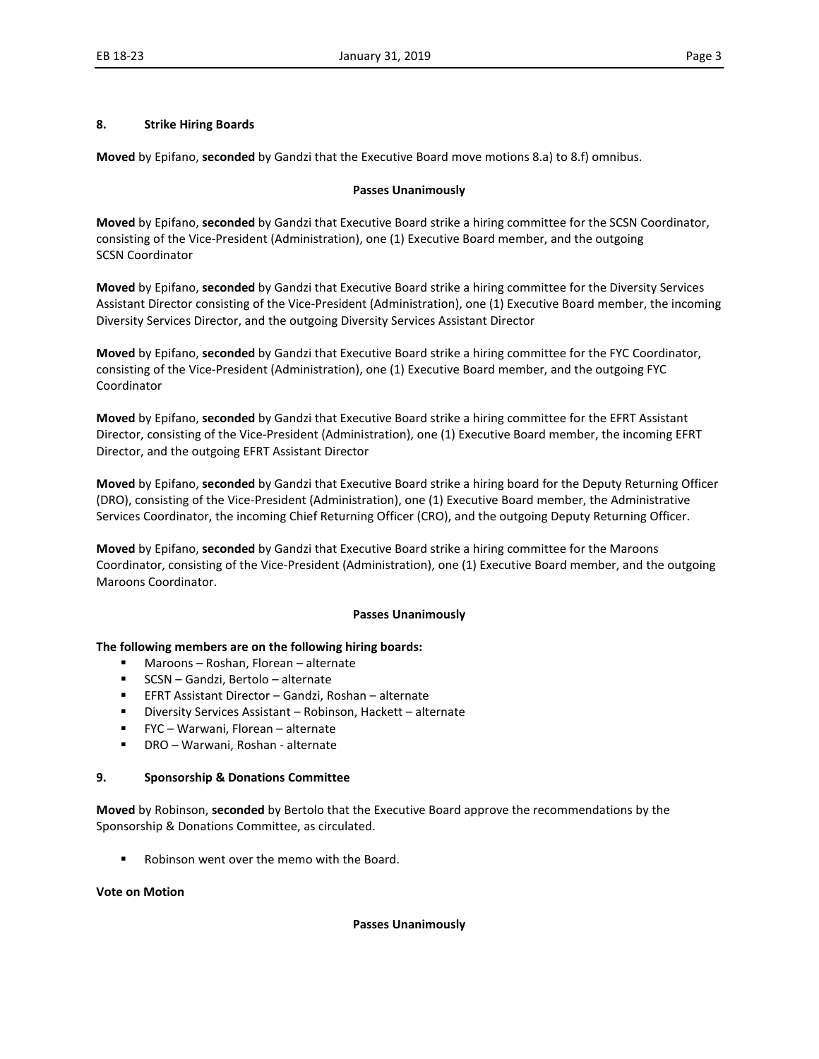## 8. Strike Hiring Boards

**Moved** by Epifano, **seconded** by Gandzi that the Executive Board move motions 8.a) to 8.f) omnibus.

**Passes Unanimously**

**Moved** by Epifano, **seconded** by Gandzi that Executive Board strike a hiring committee for the SCSN Coordinator, consisting of the Vice-President (Administration), one (1) Executive Board member, and the outgoing SCSN Coordinator

**Moved** by Epifano, **seconded** by Gandzi that Executive Board strike a hiring committee for the Diversity Services Assistant Director consisting of the Vice-President (Administration), one (1) Executive Board member, the incoming Diversity Services Director, and the outgoing Diversity Services Assistant Director

**Moved** by Epifano, **seconded** by Gandzi that Executive Board strike a hiring committee for the FYC Coordinator, consisting of the Vice-President (Administration), one (1) Executive Board member, and the outgoing FYC Coordinator

**Moved** by Epifano, **seconded** by Gandzi that Executive Board strike a hiring committee for the EFRT Assistant Director, consisting of the Vice-President (Administration), one (1) Executive Board member, the incoming EFRT Director, and the outgoing EFRT Assistant Director

**Moved** by Epifano, **seconded** by Gandzi that Executive Board strike a hiring board for the Deputy Returning Officer (DRO), consisting of the Vice-President (Administration), one (1) Executive Board member, the Administrative Services Coordinator, the incoming Chief Returning Officer (CRO), and the outgoing Deputy Returning Officer.

**Moved** by Epifano, **seconded** by Gandzi that Executive Board strike a hiring committee for the Maroons Coordinator, consisting of the Vice-President (Administration), one (1) Executive Board member, and the outgoing Maroons Coordinator.

**Passes Unanimously**

**The following members are on the following hiring boards:**

- Maroons – Roshan, Florean – alternate
- SCSN – Gandzi, Bertolo – alternate
- EFRT Assistant Director – Gandzi, Roshan – alternate
- Diversity Services Assistant – Robinson, Hackett – alternate
- FYC – Warwani, Florean – alternate
- DRO – Warwani, Roshan - alternate

## 9. Sponsorship & Donations Committee

**Moved** by Robinson, **seconded** by Bertolo that the Executive Board approve the recommendations by the Sponsorship & Donations Committee, as circulated.

- Robinson went over the memo with the Board.

**Vote on Motion**

**Passes Unanimously**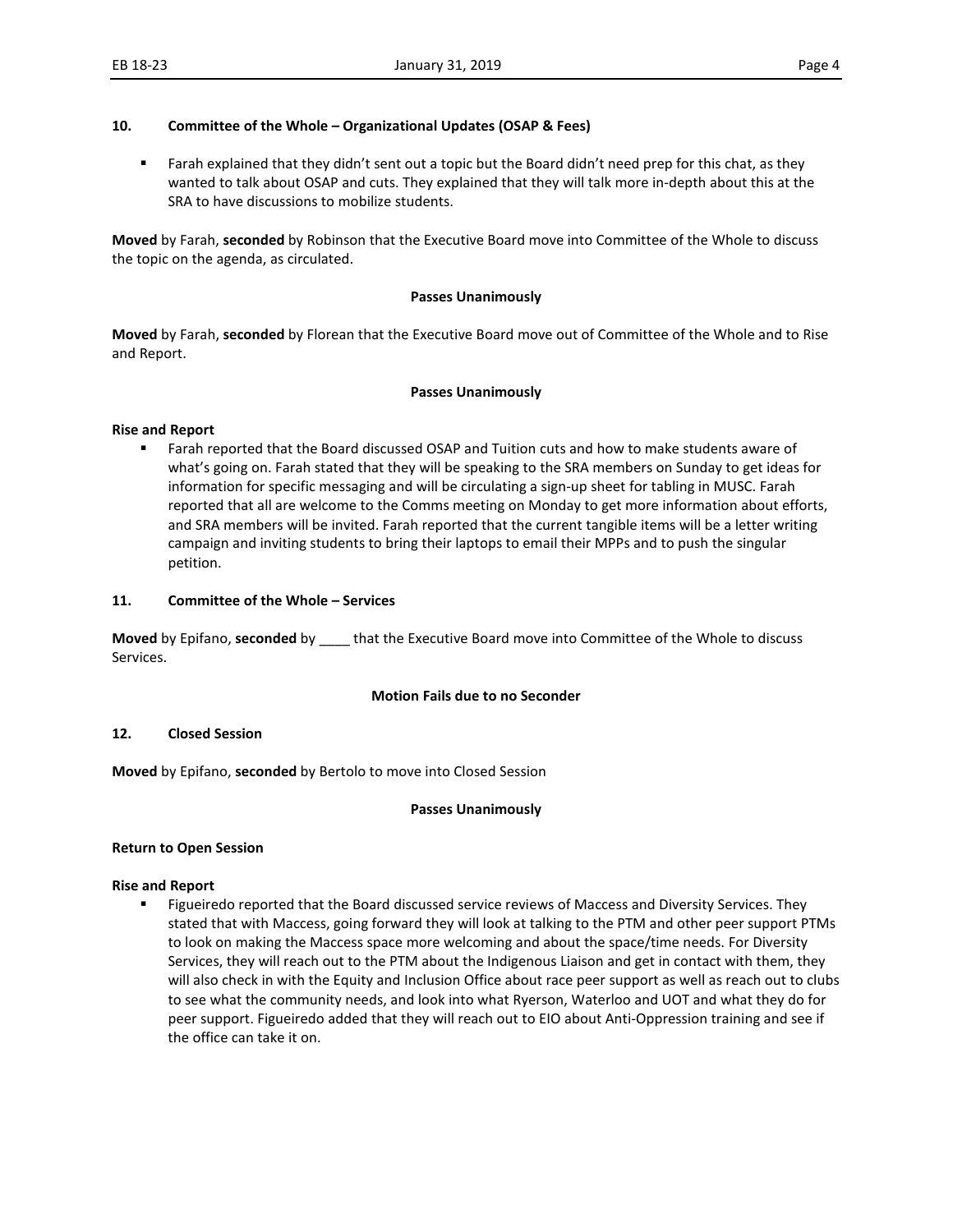## 10. Committee of the Whole – Organizational Updates (OSAP & Fees)

- Farah explained that they didn't sent out a topic but the Board didn't need prep for this chat, as they wanted to talk about OSAP and cuts. They explained that they will talk more in-depth about this at the SRA to have discussions to mobilize students.

**Moved** by Farah, **seconded** by Robinson that the Executive Board move into Committee of the Whole to discuss the topic on the agenda, as circulated.

**Passes Unanimously**

**Moved** by Farah, **seconded** by Florean that the Executive Board move out of Committee of the Whole and to Rise and Report.

**Passes Unanimously**

**Rise and Report**

- Farah reported that the Board discussed OSAP and Tuition cuts and how to make students aware of what's going on. Farah stated that they will be speaking to the SRA members on Sunday to get ideas for information for specific messaging and will be circulating a sign-up sheet for tabling in MUSC. Farah reported that all are welcome to the Comms meeting on Monday to get more information about efforts, and SRA members will be invited. Farah reported that the current tangible items will be a letter writing campaign and inviting students to bring their laptops to email their MPPs and to push the singular petition.

## 11. Committee of the Whole – Services

**Moved** by Epifano, **seconded** by ____ that the Executive Board move into Committee of the Whole to discuss Services.

**Motion Fails due to no Seconder**

## 12. Closed Session

**Moved** by Epifano, **seconded** by Bertolo to move into Closed Session

**Passes Unanimously**

**Return to Open Session**

**Rise and Report**

- Figueiredo reported that the Board discussed service reviews of Maccess and Diversity Services. They stated that with Maccess, going forward they will look at talking to the PTM and other peer support PTMs to look on making the Maccess space more welcoming and about the space/time needs. For Diversity Services, they will reach out to the PTM about the Indigenous Liaison and get in contact with them, they will also check in with the Equity and Inclusion Office about race peer support as well as reach out to clubs to see what the community needs, and look into what Ryerson, Waterloo and UOT and what they do for peer support. Figueiredo added that they will reach out to EIO about Anti-Oppression training and see if the office can take it on.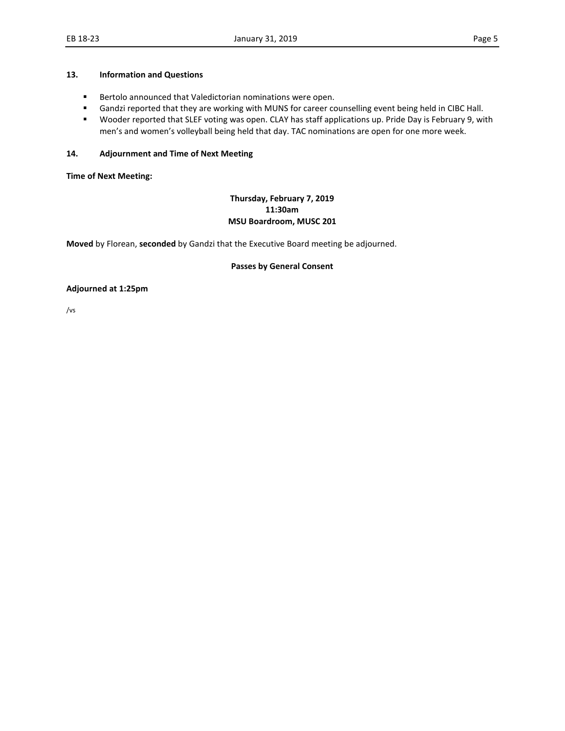## 13. Information and Questions

- Bertolo announced that Valedictorian nominations were open.
- Gandzi reported that they are working with MUNS for career counselling event being held in CIBC Hall.
- Wooder reported that SLEF voting was open. CLAY has staff applications up. Pride Day is February 9, with men's and women's volleyball being held that day. TAC nominations are open for one more week.

## 14. Adjournment and Time of Next Meeting

**Time of Next Meeting:**

**Thursday, February 7, 2019**
**11:30am**
**MSU Boardroom, MUSC 201**

**Moved** by Florean, **seconded** by Gandzi that the Executive Board meeting be adjourned.

**Passes by General Consent**

**Adjourned at 1:25pm**

/vs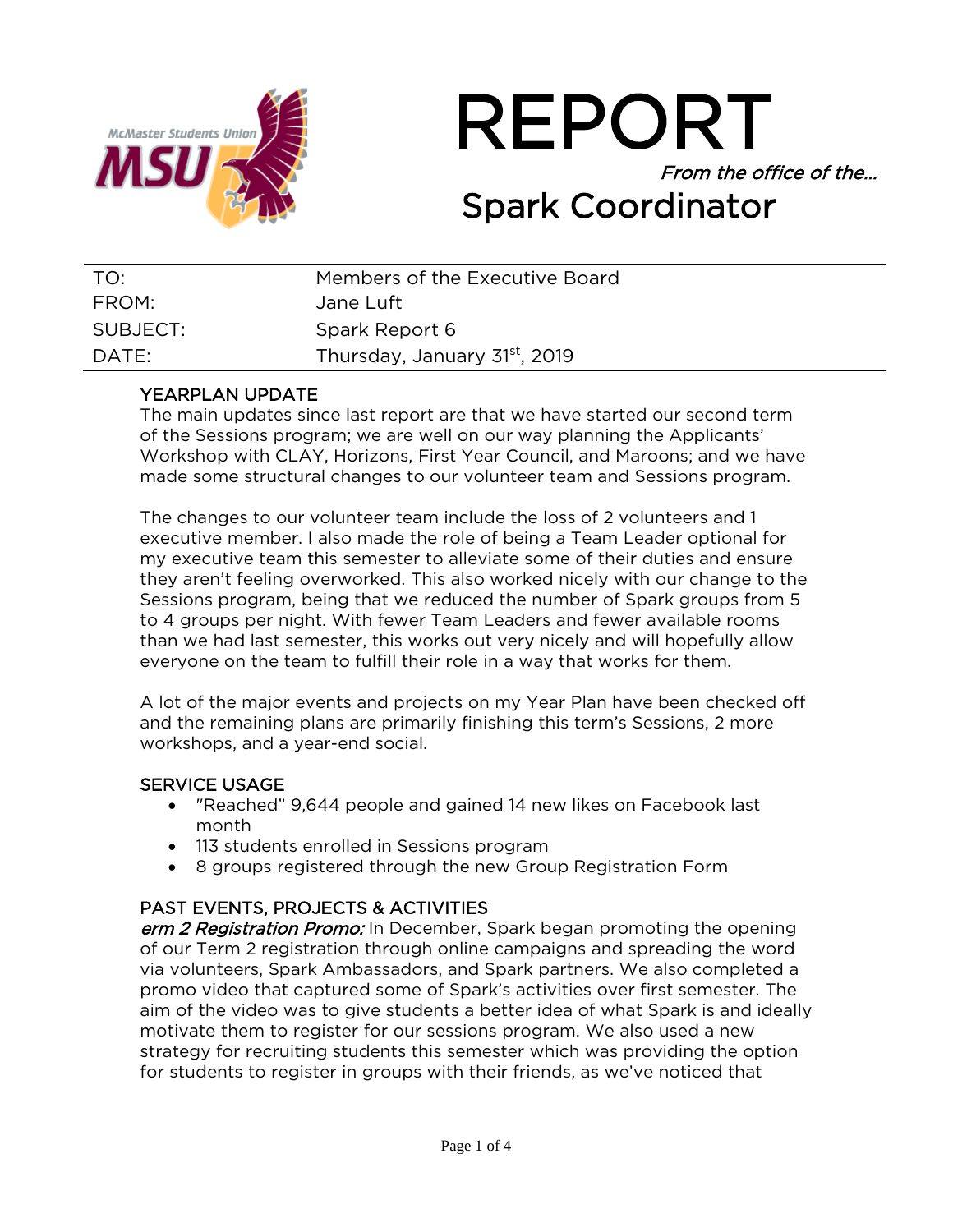# REPORT

*From the office of the…*

## Spark Coordinator

| | |
|---|---|
| TO: | Members of the Executive Board |
| FROM: | Jane Luft |
| SUBJECT: | Spark Report 6 |
| DATE: | Thursday, January 31st, 2019 |

### YEARPLAN UPDATE

The main updates since last report are that we have started our second term of the Sessions program; we are well on our way planning the Applicants' Workshop with CLAY, Horizons, First Year Council, and Maroons; and we have made some structural changes to our volunteer team and Sessions program.

The changes to our volunteer team include the loss of 2 volunteers and 1 executive member. I also made the role of being a Team Leader optional for my executive team this semester to alleviate some of their duties and ensure they aren't feeling overworked. This also worked nicely with our change to the Sessions program, being that we reduced the number of Spark groups from 5 to 4 groups per night. With fewer Team Leaders and fewer available rooms than we had last semester, this works out very nicely and will hopefully allow everyone on the team to fulfill their role in a way that works for them.

A lot of the major events and projects on my Year Plan have been checked off and the remaining plans are primarily finishing this term's Sessions, 2 more workshops, and a year-end social.

### SERVICE USAGE

- "Reached" 9,644 people and gained 14 new likes on Facebook last month
- 113 students enrolled in Sessions program
- 8 groups registered through the new Group Registration Form

### PAST EVENTS, PROJECTS & ACTIVITIES

***erm 2 Registration Promo:*** In December, Spark began promoting the opening of our Term 2 registration through online campaigns and spreading the word via volunteers, Spark Ambassadors, and Spark partners. We also completed a promo video that captured some of Spark's activities over first semester. The aim of the video was to give students a better idea of what Spark is and ideally motivate them to register for our sessions program. We also used a new strategy for recruiting students this semester which was providing the option for students to register in groups with their friends, as we've noticed that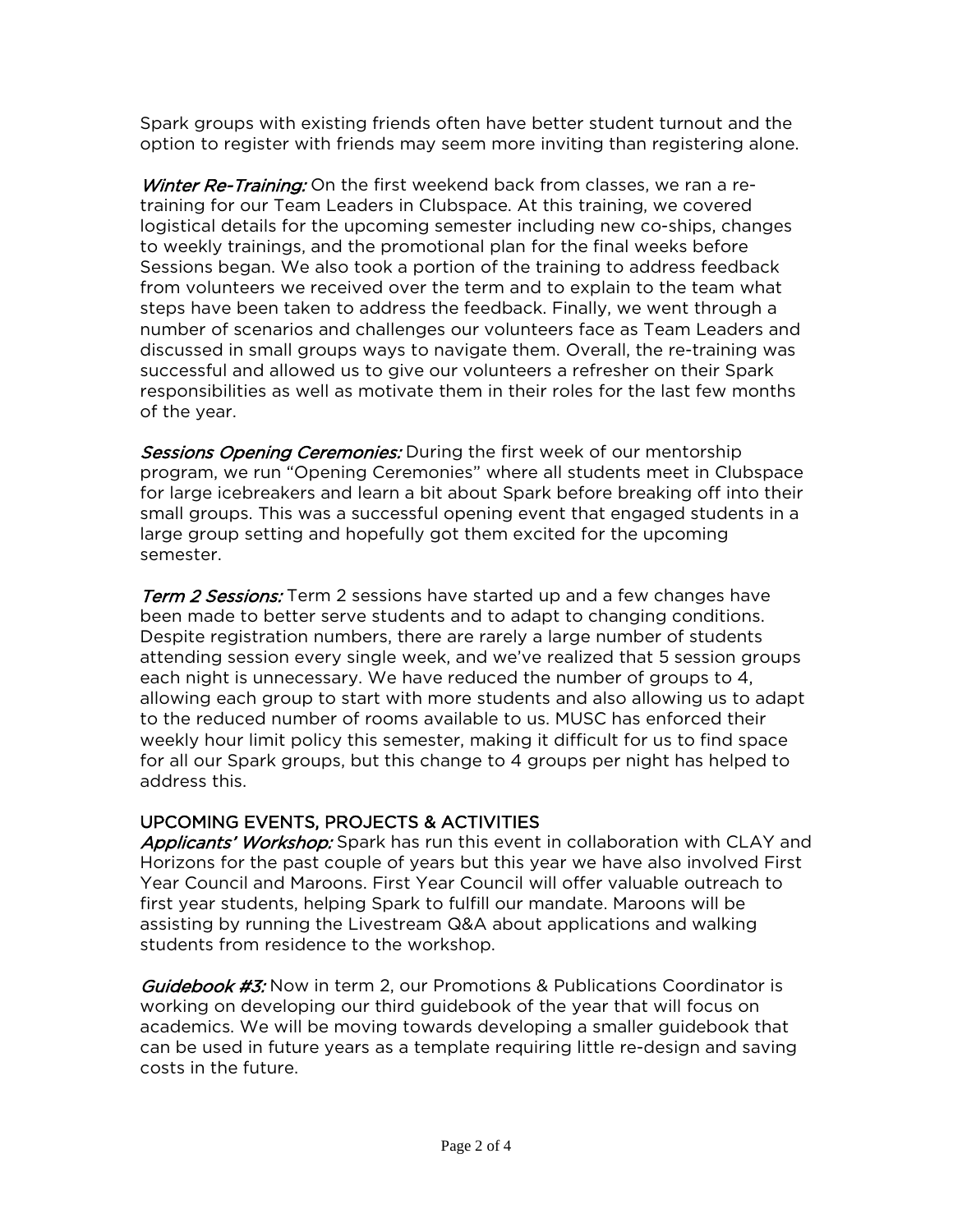Spark groups with existing friends often have better student turnout and the option to register with friends may seem more inviting than registering alone.

*Winter Re-Training:* On the first weekend back from classes, we ran a re-training for our Team Leaders in Clubspace. At this training, we covered logistical details for the upcoming semester including new co-ships, changes to weekly trainings, and the promotional plan for the final weeks before Sessions began. We also took a portion of the training to address feedback from volunteers we received over the term and to explain to the team what steps have been taken to address the feedback. Finally, we went through a number of scenarios and challenges our volunteers face as Team Leaders and discussed in small groups ways to navigate them. Overall, the re-training was successful and allowed us to give our volunteers a refresher on their Spark responsibilities as well as motivate them in their roles for the last few months of the year.

*Sessions Opening Ceremonies:* During the first week of our mentorship program, we run "Opening Ceremonies" where all students meet in Clubspace for large icebreakers and learn a bit about Spark before breaking off into their small groups. This was a successful opening event that engaged students in a large group setting and hopefully got them excited for the upcoming semester.

*Term 2 Sessions:* Term 2 sessions have started up and a few changes have been made to better serve students and to adapt to changing conditions. Despite registration numbers, there are rarely a large number of students attending session every single week, and we've realized that 5 session groups each night is unnecessary. We have reduced the number of groups to 4, allowing each group to start with more students and also allowing us to adapt to the reduced number of rooms available to us. MUSC has enforced their weekly hour limit policy this semester, making it difficult for us to find space for all our Spark groups, but this change to 4 groups per night has helped to address this.

## UPCOMING EVENTS, PROJECTS & ACTIVITIES

*Applicants' Workshop:* Spark has run this event in collaboration with CLAY and Horizons for the past couple of years but this year we have also involved First Year Council and Maroons. First Year Council will offer valuable outreach to first year students, helping Spark to fulfill our mandate. Maroons will be assisting by running the Livestream Q&A about applications and walking students from residence to the workshop.

*Guidebook #3:* Now in term 2, our Promotions & Publications Coordinator is working on developing our third guidebook of the year that will focus on academics. We will be moving towards developing a smaller guidebook that can be used in future years as a template requiring little re-design and saving costs in the future.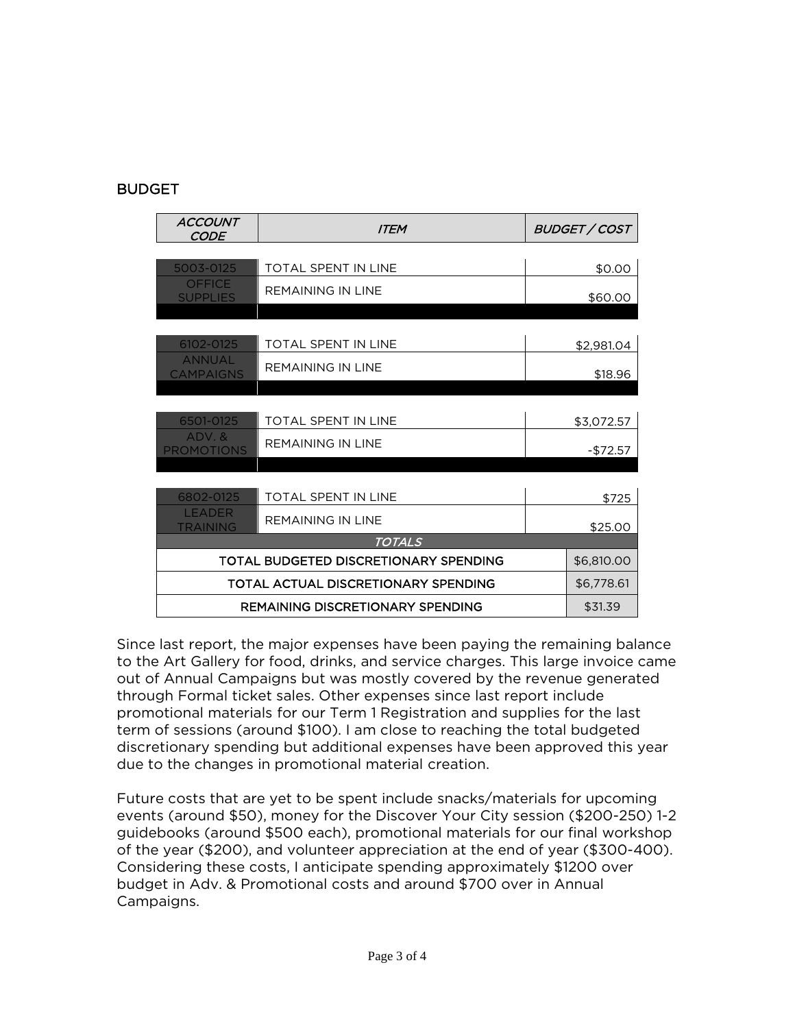## BUDGET

| ACCOUNT CODE | ITEM | BUDGET / COST |
|---|---|---|
| 5003-0125 | TOTAL SPENT IN LINE | $0.00 |
| OFFICE SUPPLIES | REMAINING IN LINE | $60.00 |
| 6102-0125 | TOTAL SPENT IN LINE | $2,981.04 |
| ANNUAL CAMPAIGNS | REMAINING IN LINE | $18.96 |
| 6501-0125 | TOTAL SPENT IN LINE | $3,072.57 |
| ADV. & PROMOTIONS | REMAINING IN LINE | -$72.57 |
| 6802-0125 | TOTAL SPENT IN LINE | $725 |
| LEADER TRAINING | REMAINING IN LINE | $25.00 |
| *TOTALS* | | |
| TOTAL BUDGETED DISCRETIONARY SPENDING | | $6,810.00 |
| TOTAL ACTUAL DISCRETIONARY SPENDING | | $6,778.61 |
| REMAINING DISCRETIONARY SPENDING | | $31.39 |

Since last report, the major expenses have been paying the remaining balance to the Art Gallery for food, drinks, and service charges. This large invoice came out of Annual Campaigns but was mostly covered by the revenue generated through Formal ticket sales. Other expenses since last report include promotional materials for our Term 1 Registration and supplies for the last term of sessions (around $100). I am close to reaching the total budgeted discretionary spending but additional expenses have been approved this year due to the changes in promotional material creation.

Future costs that are yet to be spent include snacks/materials for upcoming events (around $50), money for the Discover Your City session ($200-250) 1-2 guidebooks (around $500 each), promotional materials for our final workshop of the year ($200), and volunteer appreciation at the end of year ($300-400). Considering these costs, I anticipate spending approximately $1200 over budget in Adv. & Promotional costs and around $700 over in Annual Campaigns.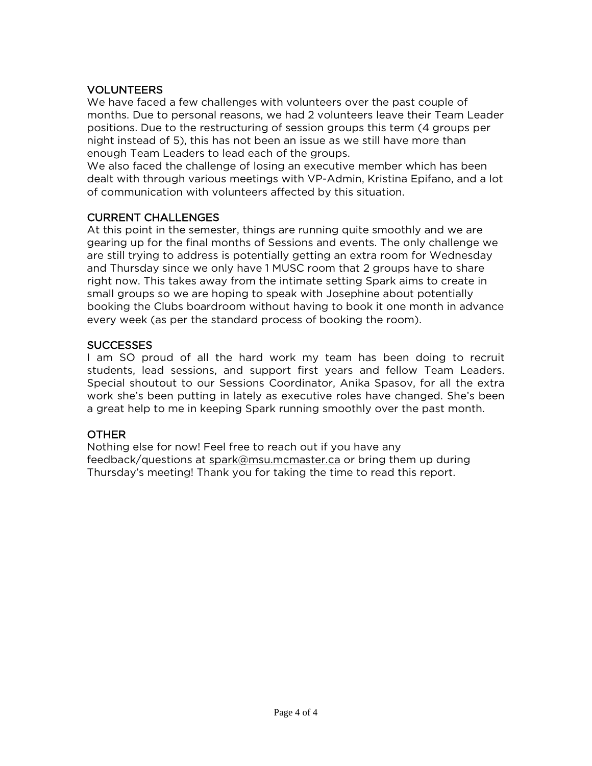### VOLUNTEERS

We have faced a few challenges with volunteers over the past couple of months. Due to personal reasons, we had 2 volunteers leave their Team Leader positions. Due to the restructuring of session groups this term (4 groups per night instead of 5), this has not been an issue as we still have more than enough Team Leaders to lead each of the groups.

We also faced the challenge of losing an executive member which has been dealt with through various meetings with VP-Admin, Kristina Epifano, and a lot of communication with volunteers affected by this situation.

### CURRENT CHALLENGES

At this point in the semester, things are running quite smoothly and we are gearing up for the final months of Sessions and events. The only challenge we are still trying to address is potentially getting an extra room for Wednesday and Thursday since we only have 1 MUSC room that 2 groups have to share right now. This takes away from the intimate setting Spark aims to create in small groups so we are hoping to speak with Josephine about potentially booking the Clubs boardroom without having to book it one month in advance every week (as per the standard process of booking the room).

### SUCCESSES

I am SO proud of all the hard work my team has been doing to recruit students, lead sessions, and support first years and fellow Team Leaders. Special shoutout to our Sessions Coordinator, Anika Spasov, for all the extra work she's been putting in lately as executive roles have changed. She's been a great help to me in keeping Spark running smoothly over the past month.

### OTHER

Nothing else for now! Feel free to reach out if you have any feedback/questions at spark@msu.mcmaster.ca or bring them up during Thursday's meeting! Thank you for taking the time to read this report.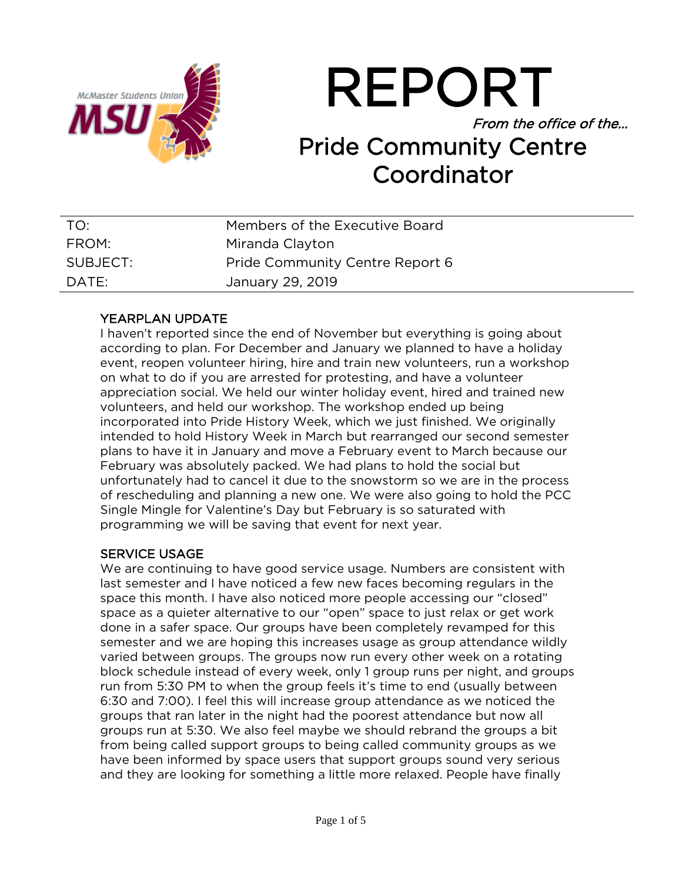# REPORT

*From the office of the…*

## Pride Community Centre Coordinator

| | |
|---|---|
| TO: | Members of the Executive Board |
| FROM: | Miranda Clayton |
| SUBJECT: | Pride Community Centre Report 6 |
| DATE: | January 29, 2019 |

### YEARPLAN UPDATE

I haven't reported since the end of November but everything is going about according to plan. For December and January we planned to have a holiday event, reopen volunteer hiring, hire and train new volunteers, run a workshop on what to do if you are arrested for protesting, and have a volunteer appreciation social. We held our winter holiday event, hired and trained new volunteers, and held our workshop. The workshop ended up being incorporated into Pride History Week, which we just finished. We originally intended to hold History Week in March but rearranged our second semester plans to have it in January and move a February event to March because our February was absolutely packed. We had plans to hold the social but unfortunately had to cancel it due to the snowstorm so we are in the process of rescheduling and planning a new one. We were also going to hold the PCC Single Mingle for Valentine's Day but February is so saturated with programming we will be saving that event for next year.

### SERVICE USAGE

We are continuing to have good service usage. Numbers are consistent with last semester and I have noticed a few new faces becoming regulars in the space this month. I have also noticed more people accessing our "closed" space as a quieter alternative to our "open" space to just relax or get work done in a safer space. Our groups have been completely revamped for this semester and we are hoping this increases usage as group attendance wildly varied between groups. The groups now run every other week on a rotating block schedule instead of every week, only 1 group runs per night, and groups run from 5:30 PM to when the group feels it's time to end (usually between 6:30 and 7:00). I feel this will increase group attendance as we noticed the groups that ran later in the night had the poorest attendance but now all groups run at 5:30. We also feel maybe we should rebrand the groups a bit from being called support groups to being called community groups as we have been informed by space users that support groups sound very serious and they are looking for something a little more relaxed. People have finally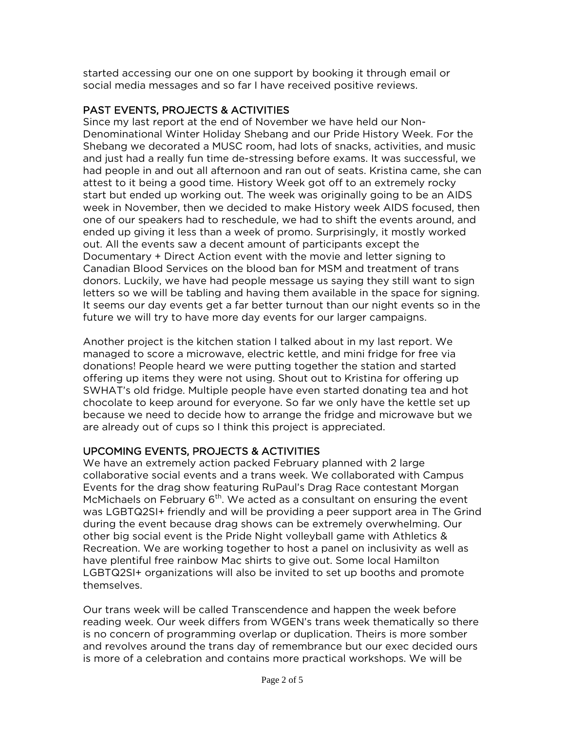started accessing our one on one support by booking it through email or social media messages and so far I have received positive reviews.

## PAST EVENTS, PROJECTS & ACTIVITIES

Since my last report at the end of November we have held our Non-Denominational Winter Holiday Shebang and our Pride History Week. For the Shebang we decorated a MUSC room, had lots of snacks, activities, and music and just had a really fun time de-stressing before exams. It was successful, we had people in and out all afternoon and ran out of seats. Kristina came, she can attest to it being a good time. History Week got off to an extremely rocky start but ended up working out. The week was originally going to be an AIDS week in November, then we decided to make History week AIDS focused, then one of our speakers had to reschedule, we had to shift the events around, and ended up giving it less than a week of promo. Surprisingly, it mostly worked out. All the events saw a decent amount of participants except the Documentary + Direct Action event with the movie and letter signing to Canadian Blood Services on the blood ban for MSM and treatment of trans donors. Luckily, we have had people message us saying they still want to sign letters so we will be tabling and having them available in the space for signing. It seems our day events get a far better turnout than our night events so in the future we will try to have more day events for our larger campaigns.

Another project is the kitchen station I talked about in my last report. We managed to score a microwave, electric kettle, and mini fridge for free via donations! People heard we were putting together the station and started offering up items they were not using. Shout out to Kristina for offering up SWHAT's old fridge. Multiple people have even started donating tea and hot chocolate to keep around for everyone. So far we only have the kettle set up because we need to decide how to arrange the fridge and microwave but we are already out of cups so I think this project is appreciated.

## UPCOMING EVENTS, PROJECTS & ACTIVITIES

We have an extremely action packed February planned with 2 large collaborative social events and a trans week. We collaborated with Campus Events for the drag show featuring RuPaul's Drag Race contestant Morgan McMichaels on February 6th. We acted as a consultant on ensuring the event was LGBTQ2SI+ friendly and will be providing a peer support area in The Grind during the event because drag shows can be extremely overwhelming. Our other big social event is the Pride Night volleyball game with Athletics & Recreation. We are working together to host a panel on inclusivity as well as have plentiful free rainbow Mac shirts to give out. Some local Hamilton LGBTQ2SI+ organizations will also be invited to set up booths and promote themselves.

Our trans week will be called Transcendence and happen the week before reading week. Our week differs from WGEN's trans week thematically so there is no concern of programming overlap or duplication. Theirs is more somber and revolves around the trans day of remembrance but our exec decided ours is more of a celebration and contains more practical workshops. We will be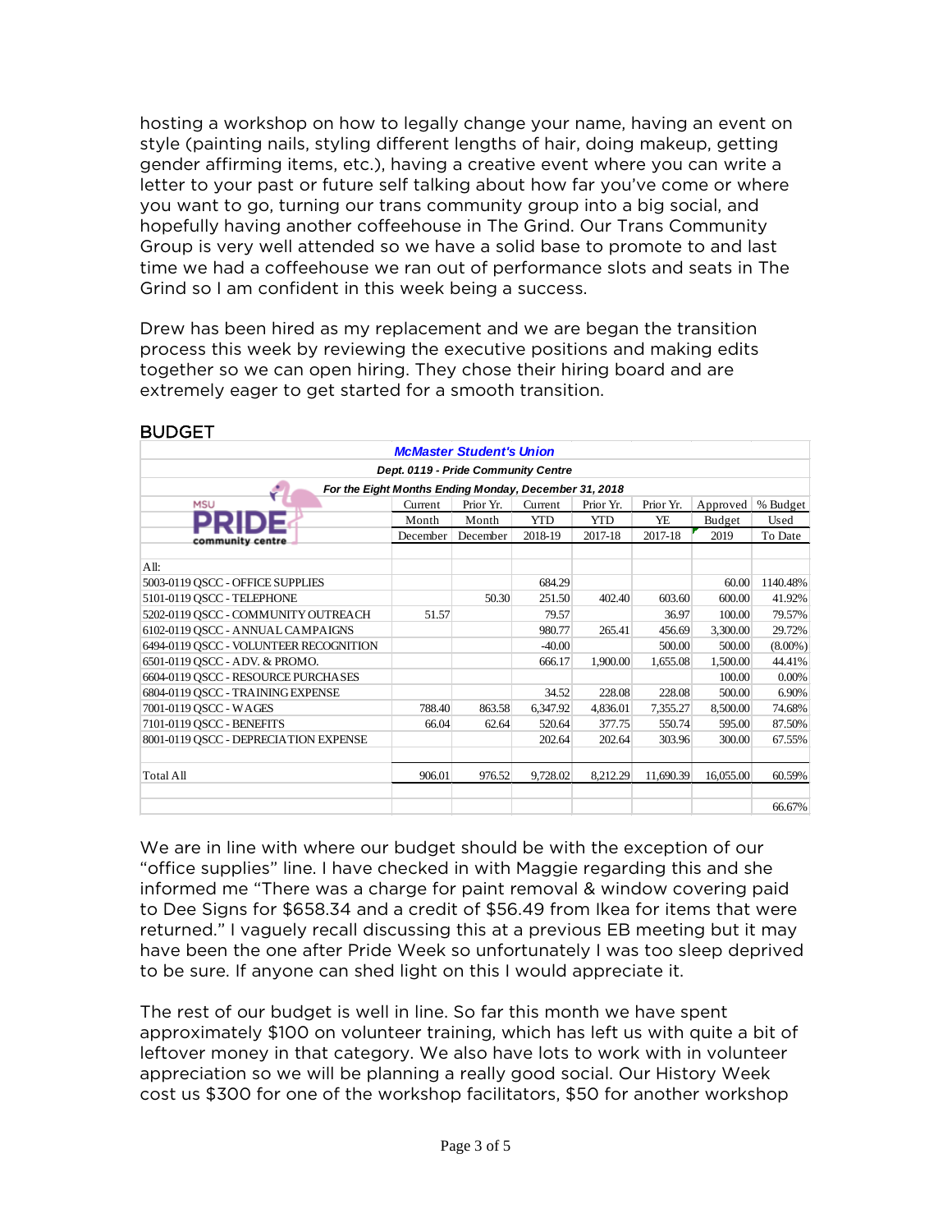hosting a workshop on how to legally change your name, having an event on style (painting nails, styling different lengths of hair, doing makeup, getting gender affirming items, etc.), having a creative event where you can write a letter to your past or future self talking about how far you've come or where you want to go, turning our trans community group into a big social, and hopefully having another coffeehouse in The Grind. Our Trans Community Group is very well attended so we have a solid base to promote to and last time we had a coffeehouse we ran out of performance slots and seats in The Grind so I am confident in this week being a success.

Drew has been hired as my replacement and we are began the transition process this week by reviewing the executive positions and making edits together so we can open hiring. They chose their hiring board and are extremely eager to get started for a smooth transition.

## BUDGET

**McMaster Student's Union**
**Dept. 0119 - Pride Community Centre**
**For the Eight Months Ending Monday, December 31, 2018**

| MSU PRIDE community centre | Current Month December | Prior Yr. Month December | Current YTD 2018-19 | Prior Yr. YTD 2017-18 | Prior Yr. YE 2017-18 | Approved Budget 2019 | % Budget Used To Date |
|---|---|---|---|---|---|---|---|
| All: | | | | | | | |
| 5003-0119 QSCC - OFFICE SUPPLIES | | | 684.29 | | | 60.00 | 1140.48% |
| 5101-0119 QSCC - TELEPHONE | | 50.30 | 251.50 | 402.40 | 603.60 | 600.00 | 41.92% |
| 5202-0119 QSCC - COMMUNITY OUTREACH | 51.57 | | 79.57 | | 36.97 | 100.00 | 79.57% |
| 6102-0119 QSCC - ANNUAL CAMPAIGNS | | | 980.77 | 265.41 | 456.69 | 3,300.00 | 29.72% |
| 6494-0119 QSCC - VOLUNTEER RECOGNITION | | | -40.00 | | 500.00 | 500.00 | (8.00%) |
| 6501-0119 QSCC - ADV. & PROMO. | | | 666.17 | 1,900.00 | 1,655.08 | 1,500.00 | 44.41% |
| 6604-0119 QSCC - RESOURCE PURCHASES | | | | | | 100.00 | 0.00% |
| 6804-0119 QSCC - TRAINING EXPENSE | | | 34.52 | 228.08 | 228.08 | 500.00 | 6.90% |
| 7001-0119 QSCC - WAGES | 788.40 | 863.58 | 6,347.92 | 4,836.01 | 7,355.27 | 8,500.00 | 74.68% |
| 7101-0119 QSCC - BENEFITS | 66.04 | 62.64 | 520.64 | 377.75 | 550.74 | 595.00 | 87.50% |
| 8001-0119 QSCC - DEPRECIATION EXPENSE | | | 202.64 | 202.64 | 303.96 | 300.00 | 67.55% |
| Total All | 906.01 | 976.52 | 9,728.02 | 8,212.29 | 11,690.39 | 16,055.00 | 60.59% |
| | | | | | | | 66.67% |

We are in line with where our budget should be with the exception of our "office supplies" line. I have checked in with Maggie regarding this and she informed me "There was a charge for paint removal & window covering paid to Dee Signs for $658.34 and a credit of $56.49 from Ikea for items that were returned." I vaguely recall discussing this at a previous EB meeting but it may have been the one after Pride Week so unfortunately I was too sleep deprived to be sure. If anyone can shed light on this I would appreciate it.

The rest of our budget is well in line. So far this month we have spent approximately $100 on volunteer training, which has left us with quite a bit of leftover money in that category. We also have lots to work with in volunteer appreciation so we will be planning a really good social. Our History Week cost us $300 for one of the workshop facilitators, $50 for another workshop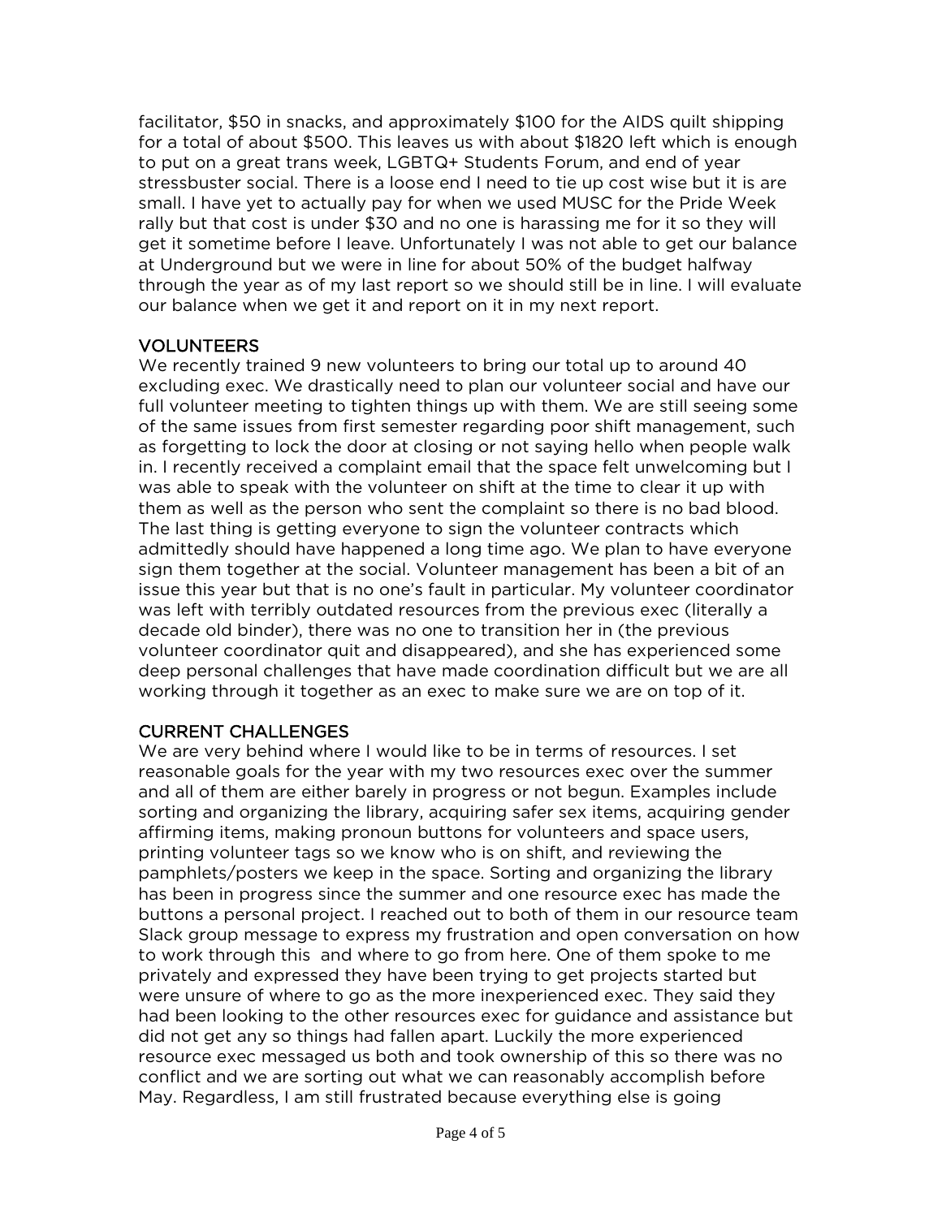facilitator, $50 in snacks, and approximately $100 for the AIDS quilt shipping for a total of about $500. This leaves us with about $1820 left which is enough to put on a great trans week, LGBTQ+ Students Forum, and end of year stressbuster social. There is a loose end I need to tie up cost wise but it is are small. I have yet to actually pay for when we used MUSC for the Pride Week rally but that cost is under $30 and no one is harassing me for it so they will get it sometime before I leave. Unfortunately I was not able to get our balance at Underground but we were in line for about 50% of the budget halfway through the year as of my last report so we should still be in line. I will evaluate our balance when we get it and report on it in my next report.

## VOLUNTEERS

We recently trained 9 new volunteers to bring our total up to around 40 excluding exec. We drastically need to plan our volunteer social and have our full volunteer meeting to tighten things up with them. We are still seeing some of the same issues from first semester regarding poor shift management, such as forgetting to lock the door at closing or not saying hello when people walk in. I recently received a complaint email that the space felt unwelcoming but I was able to speak with the volunteer on shift at the time to clear it up with them as well as the person who sent the complaint so there is no bad blood. The last thing is getting everyone to sign the volunteer contracts which admittedly should have happened a long time ago. We plan to have everyone sign them together at the social. Volunteer management has been a bit of an issue this year but that is no one's fault in particular. My volunteer coordinator was left with terribly outdated resources from the previous exec (literally a decade old binder), there was no one to transition her in (the previous volunteer coordinator quit and disappeared), and she has experienced some deep personal challenges that have made coordination difficult but we are all working through it together as an exec to make sure we are on top of it.

## CURRENT CHALLENGES

We are very behind where I would like to be in terms of resources. I set reasonable goals for the year with my two resources exec over the summer and all of them are either barely in progress or not begun. Examples include sorting and organizing the library, acquiring safer sex items, acquiring gender affirming items, making pronoun buttons for volunteers and space users, printing volunteer tags so we know who is on shift, and reviewing the pamphlets/posters we keep in the space. Sorting and organizing the library has been in progress since the summer and one resource exec has made the buttons a personal project. I reached out to both of them in our resource team Slack group message to express my frustration and open conversation on how to work through this and where to go from here. One of them spoke to me privately and expressed they have been trying to get projects started but were unsure of where to go as the more inexperienced exec. They said they had been looking to the other resources exec for guidance and assistance but did not get any so things had fallen apart. Luckily the more experienced resource exec messaged us both and took ownership of this so there was no conflict and we are sorting out what we can reasonably accomplish before May. Regardless, I am still frustrated because everything else is going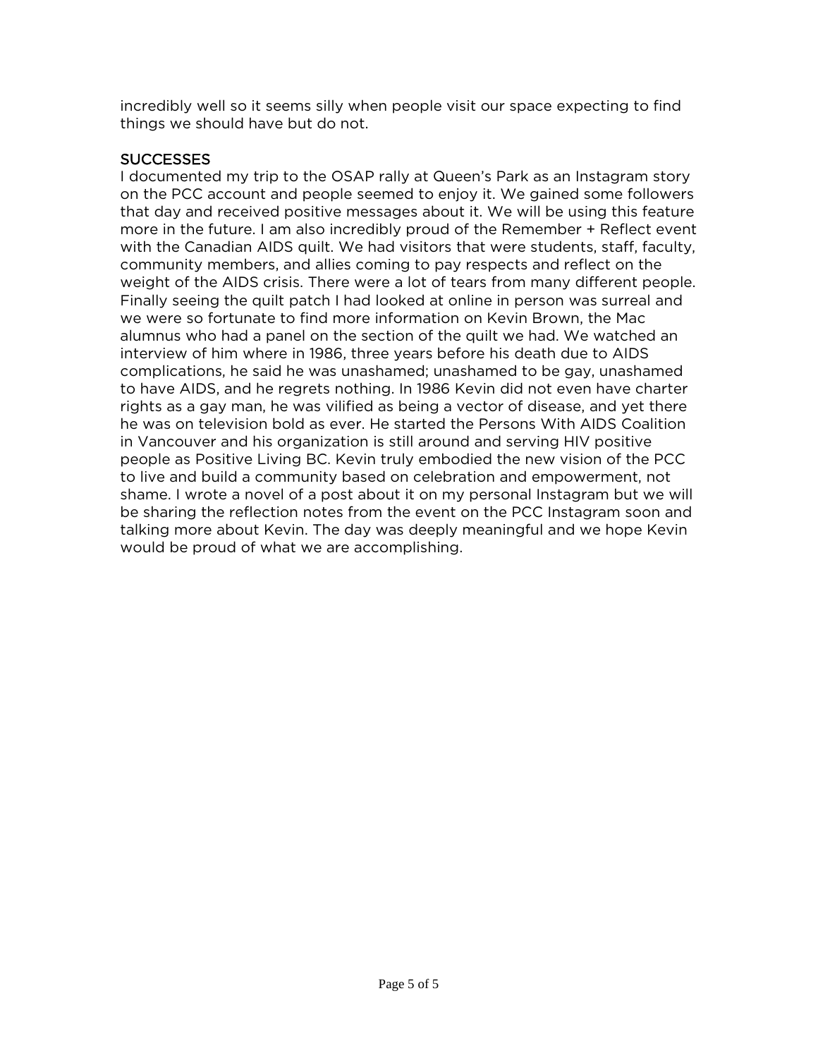incredibly well so it seems silly when people visit our space expecting to find things we should have but do not.

## SUCCESSES

I documented my trip to the OSAP rally at Queen's Park as an Instagram story on the PCC account and people seemed to enjoy it. We gained some followers that day and received positive messages about it. We will be using this feature more in the future. I am also incredibly proud of the Remember + Reflect event with the Canadian AIDS quilt. We had visitors that were students, staff, faculty, community members, and allies coming to pay respects and reflect on the weight of the AIDS crisis. There were a lot of tears from many different people. Finally seeing the quilt patch I had looked at online in person was surreal and we were so fortunate to find more information on Kevin Brown, the Mac alumnus who had a panel on the section of the quilt we had. We watched an interview of him where in 1986, three years before his death due to AIDS complications, he said he was unashamed; unashamed to be gay, unashamed to have AIDS, and he regrets nothing. In 1986 Kevin did not even have charter rights as a gay man, he was vilified as being a vector of disease, and yet there he was on television bold as ever. He started the Persons With AIDS Coalition in Vancouver and his organization is still around and serving HIV positive people as Positive Living BC. Kevin truly embodied the new vision of the PCC to live and build a community based on celebration and empowerment, not shame. I wrote a novel of a post about it on my personal Instagram but we will be sharing the reflection notes from the event on the PCC Instagram soon and talking more about Kevin. The day was deeply meaningful and we hope Kevin would be proud of what we are accomplishing.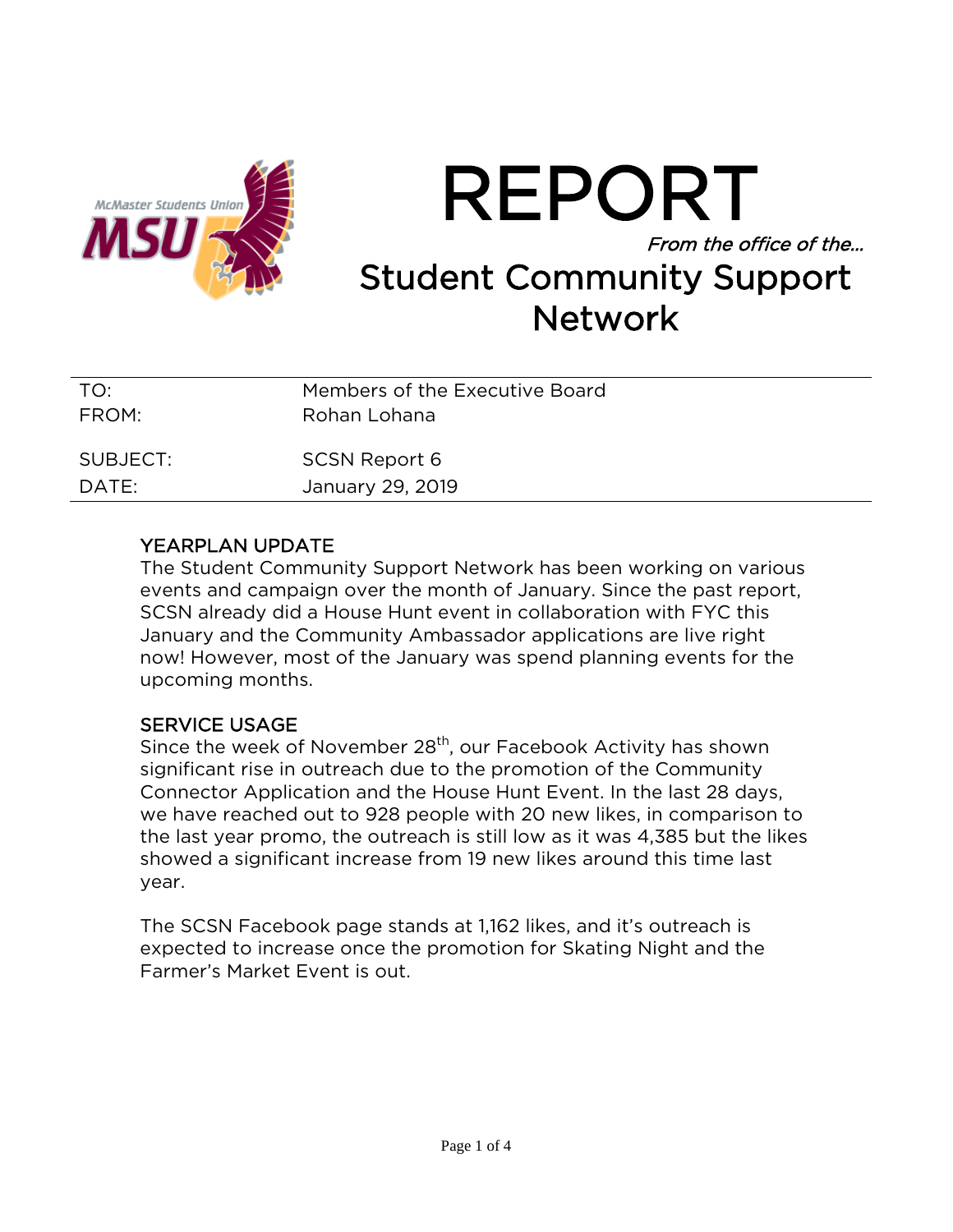# REPORT

*From the office of the…*

## Student Community Support Network

| | |
|---|---|
| TO: | Members of the Executive Board |
| FROM: | Rohan Lohana |
| SUBJECT: | SCSN Report 6 |
| DATE: | January 29, 2019 |

### YEARPLAN UPDATE

The Student Community Support Network has been working on various events and campaign over the month of January. Since the past report, SCSN already did a House Hunt event in collaboration with FYC this January and the Community Ambassador applications are live right now! However, most of the January was spend planning events for the upcoming months.

### SERVICE USAGE

Since the week of November 28th, our Facebook Activity has shown significant rise in outreach due to the promotion of the Community Connector Application and the House Hunt Event. In the last 28 days, we have reached out to 928 people with 20 new likes, in comparison to the last year promo, the outreach is still low as it was 4,385 but the likes showed a significant increase from 19 new likes around this time last year.

The SCSN Facebook page stands at 1,162 likes, and it's outreach is expected to increase once the promotion for Skating Night and the Farmer's Market Event is out.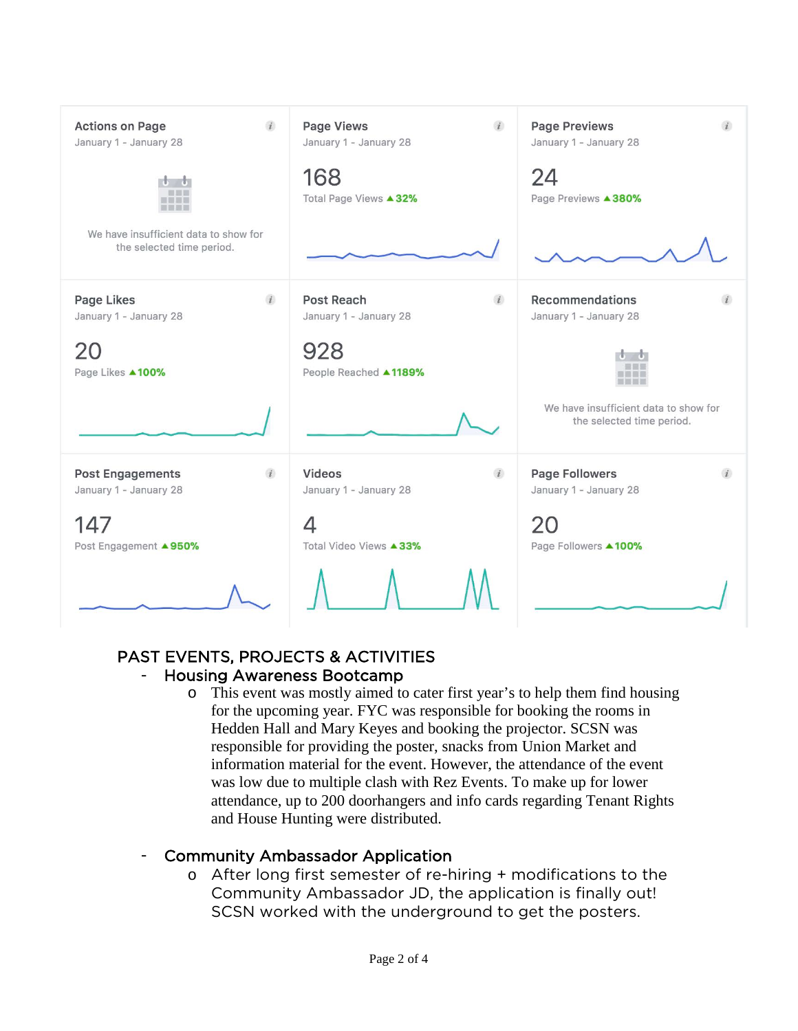| Actions on Page | Page Views | Page Previews |
| --- | --- | --- |
| January 1 - January 28 | January 1 - January 28 | January 1 - January 28 |
| We have insufficient data to show for the selected time period. | 168 Total Page Views ▲32% | 24 Page Previews ▲380% |
| **Page Likes** | **Post Reach** | **Recommendations** |
| January 1 - January 28 | January 1 - January 28 | January 1 - January 28 |
| 20 Page Likes ▲100% | 928 People Reached ▲1189% | We have insufficient data to show for the selected time period. |
| **Post Engagements** | **Videos** | **Page Followers** |
| January 1 - January 28 | January 1 - January 28 | January 1 - January 28 |
| 147 Post Engagement ▲950% | 4 Total Video Views ▲33% | 20 Page Followers ▲100% |

## PAST EVENTS, PROJECTS & ACTIVITIES

- Housing Awareness Bootcamp
  - This event was mostly aimed to cater first year's to help them find housing for the upcoming year. FYC was responsible for booking the rooms in Hedden Hall and Mary Keyes and booking the projector. SCSN was responsible for providing the poster, snacks from Union Market and information material for the event. However, the attendance of the event was low due to multiple clash with Rez Events. To make up for lower attendance, up to 200 doorhangers and info cards regarding Tenant Rights and House Hunting were distributed.

- Community Ambassador Application
  - After long first semester of re-hiring + modifications to the Community Ambassador JD, the application is finally out! SCSN worked with the underground to get the posters.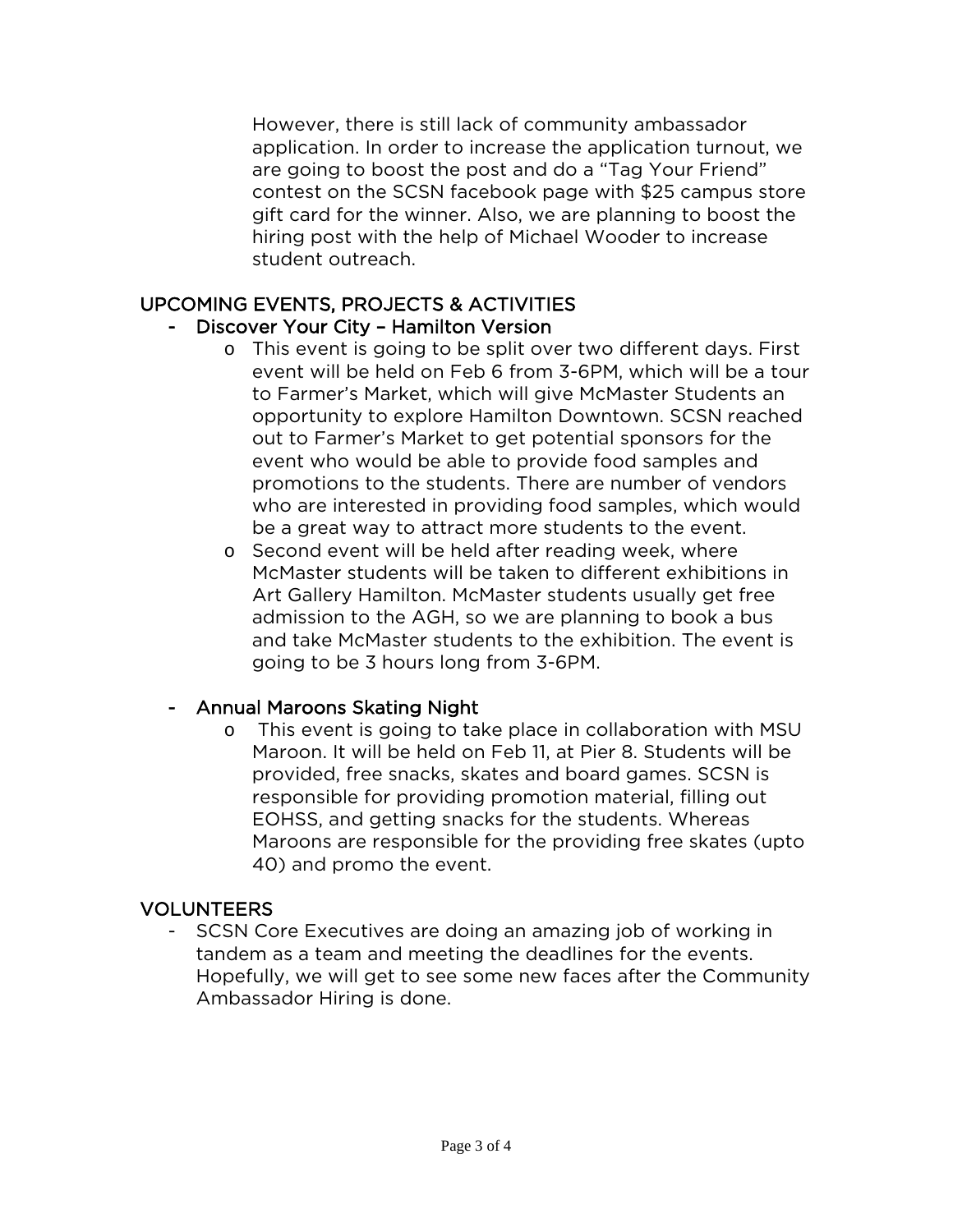However, there is still lack of community ambassador application. In order to increase the application turnout, we are going to boost the post and do a "Tag Your Friend" contest on the SCSN facebook page with $25 campus store gift card for the winner. Also, we are planning to boost the hiring post with the help of Michael Wooder to increase student outreach.

## UPCOMING EVENTS, PROJECTS & ACTIVITIES

- Discover Your City – Hamilton Version
  - This event is going to be split over two different days. First event will be held on Feb 6 from 3-6PM, which will be a tour to Farmer's Market, which will give McMaster Students an opportunity to explore Hamilton Downtown. SCSN reached out to Farmer's Market to get potential sponsors for the event who would be able to provide food samples and promotions to the students. There are number of vendors who are interested in providing food samples, which would be a great way to attract more students to the event.
  - Second event will be held after reading week, where McMaster students will be taken to different exhibitions in Art Gallery Hamilton. McMaster students usually get free admission to the AGH, so we are planning to book a bus and take McMaster students to the exhibition. The event is going to be 3 hours long from 3-6PM.

- Annual Maroons Skating Night
  - This event is going to take place in collaboration with MSU Maroon. It will be held on Feb 11, at Pier 8. Students will be provided, free snacks, skates and board games. SCSN is responsible for providing promotion material, filling out EOHSS, and getting snacks for the students. Whereas Maroons are responsible for the providing free skates (upto 40) and promo the event.

## VOLUNTEERS

- SCSN Core Executives are doing an amazing job of working in tandem as a team and meeting the deadlines for the events. Hopefully, we will get to see some new faces after the Community Ambassador Hiring is done.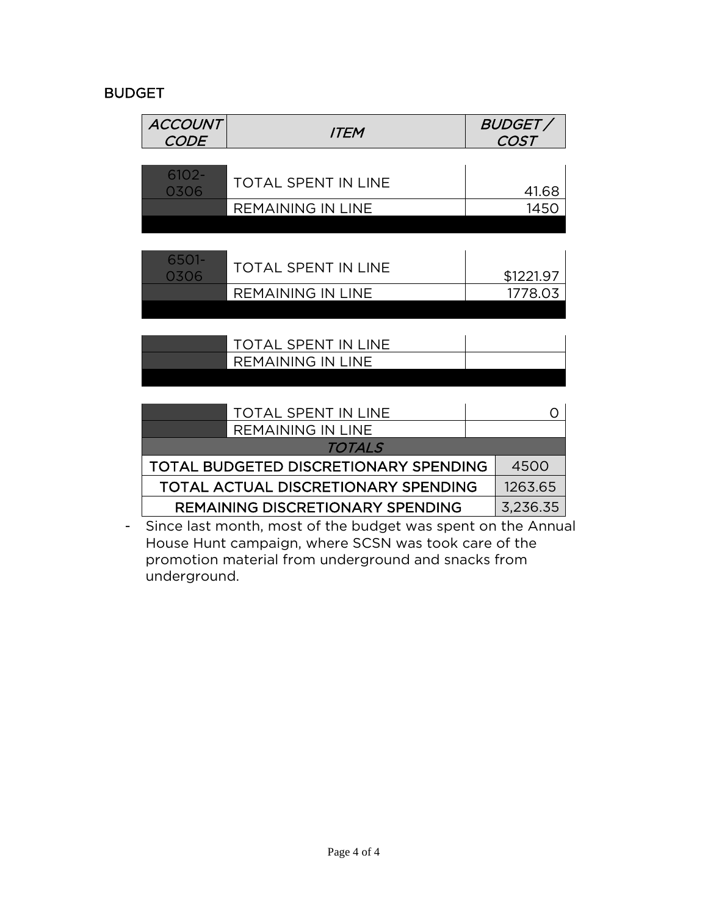## BUDGET

| ACCOUNT CODE | ITEM | BUDGET / COST |
|---|---|---|
| 6102-0306 | TOTAL SPENT IN LINE | 41.68 |
| | REMAINING IN LINE | 1450 |
| 6501-0306 | TOTAL SPENT IN LINE | $1221.97 |
| | REMAINING IN LINE | 1778.03 |
| | TOTAL SPENT IN LINE | |
| | REMAINING IN LINE | |
| | TOTAL SPENT IN LINE | 0 |
| | REMAINING IN LINE | |
| *TOTALS* | | |
| TOTAL BUDGETED DISCRETIONARY SPENDING | | 4500 |
| TOTAL ACTUAL DISCRETIONARY SPENDING | | 1263.65 |
| REMAINING DISCRETIONARY SPENDING | | 3,236.35 |

- Since last month, most of the budget was spent on the Annual House Hunt campaign, where SCSN was took care of the promotion material from underground and snacks from underground.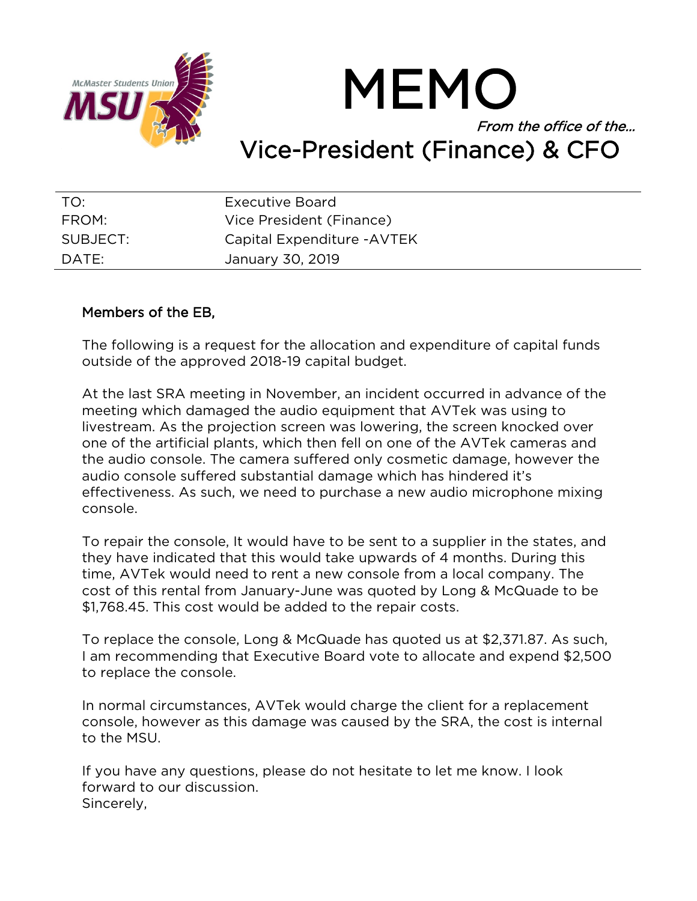McMaster Students Union
MSU

# MEMO

*From the office of the…*

## Vice-President (Finance) & CFO

| | |
|---|---|
| TO: | Executive Board |
| FROM: | Vice President (Finance) |
| SUBJECT: | Capital Expenditure -AVTEK |
| DATE: | January 30, 2019 |

Members of the EB,

The following is a request for the allocation and expenditure of capital funds outside of the approved 2018-19 capital budget.

At the last SRA meeting in November, an incident occurred in advance of the meeting which damaged the audio equipment that AVTek was using to livestream. As the projection screen was lowering, the screen knocked over one of the artificial plants, which then fell on one of the AVTek cameras and the audio console. The camera suffered only cosmetic damage, however the audio console suffered substantial damage which has hindered it's effectiveness. As such, we need to purchase a new audio microphone mixing console.

To repair the console, It would have to be sent to a supplier in the states, and they have indicated that this would take upwards of 4 months. During this time, AVTek would need to rent a new console from a local company. The cost of this rental from January-June was quoted by Long & McQuade to be $1,768.45. This cost would be added to the repair costs.

To replace the console, Long & McQuade has quoted us at $2,371.87. As such, I am recommending that Executive Board vote to allocate and expend $2,500 to replace the console.

In normal circumstances, AVTek would charge the client for a replacement console, however as this damage was caused by the SRA, the cost is internal to the MSU.

If you have any questions, please do not hesitate to let me know. I look forward to our discussion.
Sincerely,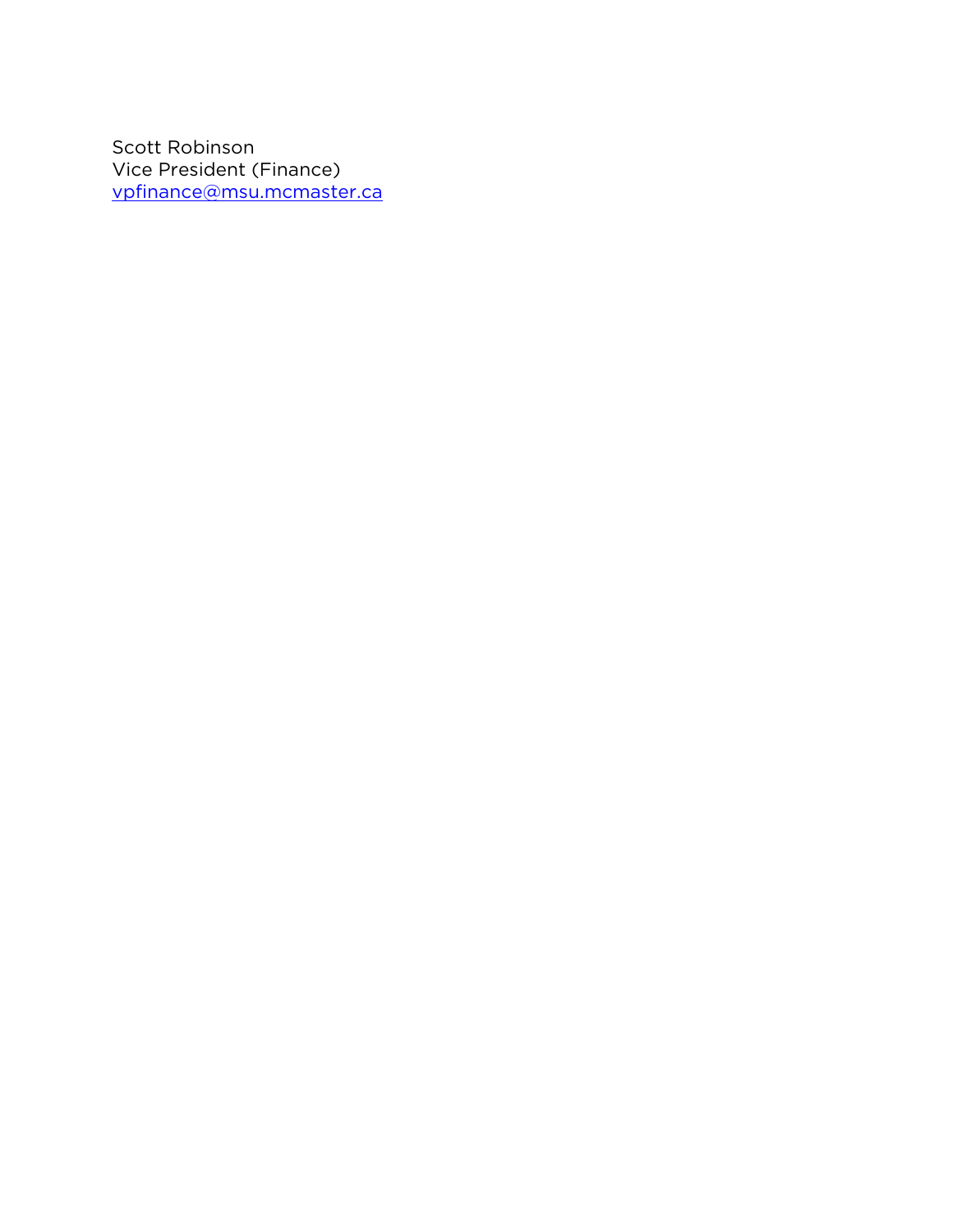Scott Robinson
Vice President (Finance)
[vpfinance@msu.mcmaster.ca](mailto:vpfinance@msu.mcmaster.ca)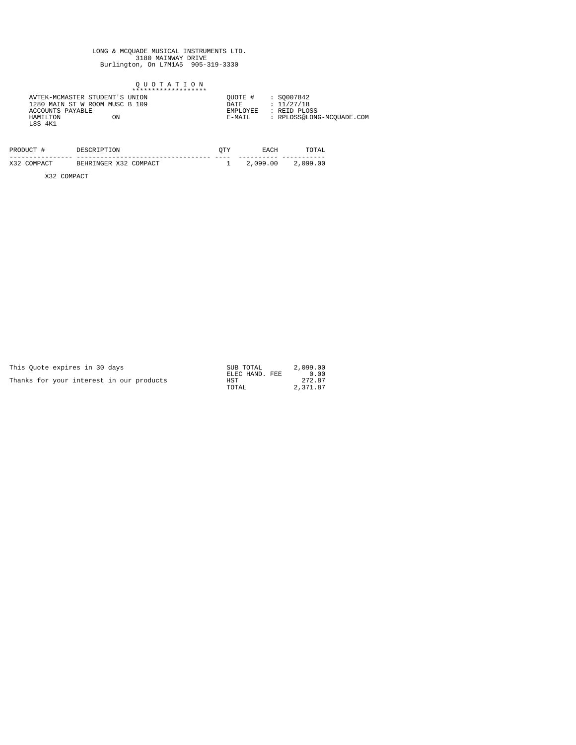LONG & MCQUADE MUSICAL INSTRUMENTS LTD.
3180 MAINWAY DRIVE
Burlington, On L7M1A5 905-319-3330

# Q U O T A T I O N

AVTEK-MCMASTER STUDENT'S UNION
1280 MAIN ST W ROOM MUSC B 109
ACCOUNTS PAYABLE
HAMILTON ON
L8S 4K1

QUOTE # : SQ007842
DATE : 11/27/18
EMPLOYEE : REID PLOSS
E-MAIL : RPLOSS@LONG-MCQUADE.COM

| PRODUCT # | DESCRIPTION | QTY | EACH | TOTAL |
| --- | --- | --- | --- | --- |
| X32 COMPACT | BEHRINGER X32 COMPACT | 1 | 2,099.00 | 2,099.00 |

X32 COMPACT

This Quote expires in 30 days

Thanks for your interest in our products

| | |
| --- | --- |
| SUB TOTAL | 2,099.00 |
| ELEC HAND. FEE | 0.00 |
| HST | 272.87 |
| TOTAL | 2,371.87 |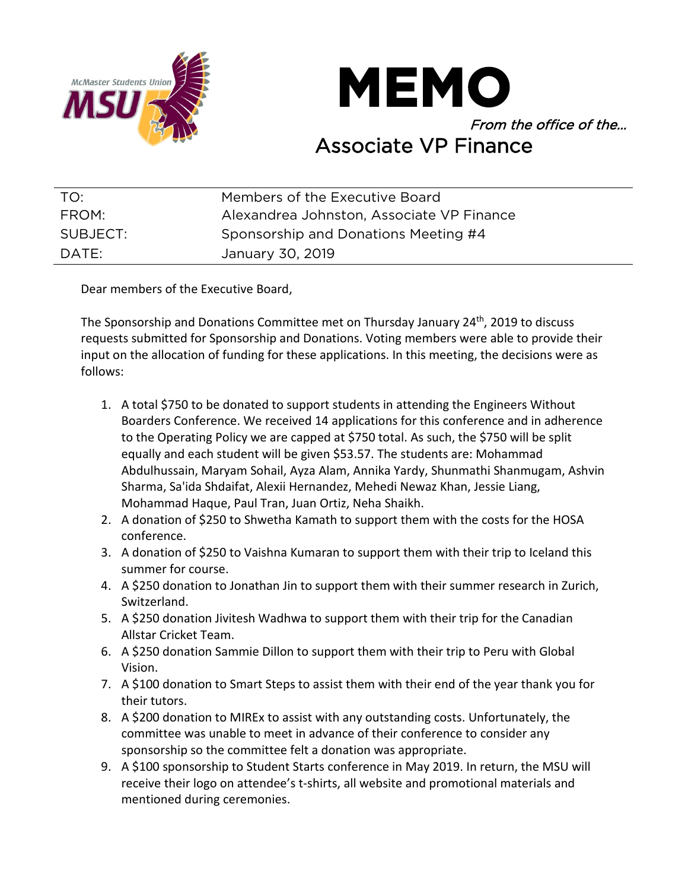# MEMO

*From the office of the…*

## Associate VP Finance

| | |
|---|---|
| TO: | Members of the Executive Board |
| FROM: | Alexandrea Johnston, Associate VP Finance |
| SUBJECT: | Sponsorship and Donations Meeting #4 |
| DATE: | January 30, 2019 |

Dear members of the Executive Board,

The Sponsorship and Donations Committee met on Thursday January 24th, 2019 to discuss requests submitted for Sponsorship and Donations. Voting members were able to provide their input on the allocation of funding for these applications. In this meeting, the decisions were as follows:

1. A total $750 to be donated to support students in attending the Engineers Without Boarders Conference. We received 14 applications for this conference and in adherence to the Operating Policy we are capped at $750 total. As such, the $750 will be split equally and each student will be given $53.57. The students are: Mohammad Abdulhussain, Maryam Sohail, Ayza Alam, Annika Yardy, Shunmathi Shanmugam, Ashvin Sharma, Sa'ida Shdaifat, Alexii Hernandez, Mehedi Newaz Khan, Jessie Liang, Mohammad Haque, Paul Tran, Juan Ortiz, Neha Shaikh.
2. A donation of $250 to Shwetha Kamath to support them with the costs for the HOSA conference.
3. A donation of $250 to Vaishna Kumaran to support them with their trip to Iceland this summer for course.
4. A $250 donation to Jonathan Jin to support them with their summer research in Zurich, Switzerland.
5. A $250 donation Jivitesh Wadhwa to support them with their trip for the Canadian Allstar Cricket Team.
6. A $250 donation Sammie Dillon to support them with their trip to Peru with Global Vision.
7. A $100 donation to Smart Steps to assist them with their end of the year thank you for their tutors.
8. A $200 donation to MIREx to assist with any outstanding costs. Unfortunately, the committee was unable to meet in advance of their conference to consider any sponsorship so the committee felt a donation was appropriate.
9. A $100 sponsorship to Student Starts conference in May 2019. In return, the MSU will receive their logo on attendee's t-shirts, all website and promotional materials and mentioned during ceremonies.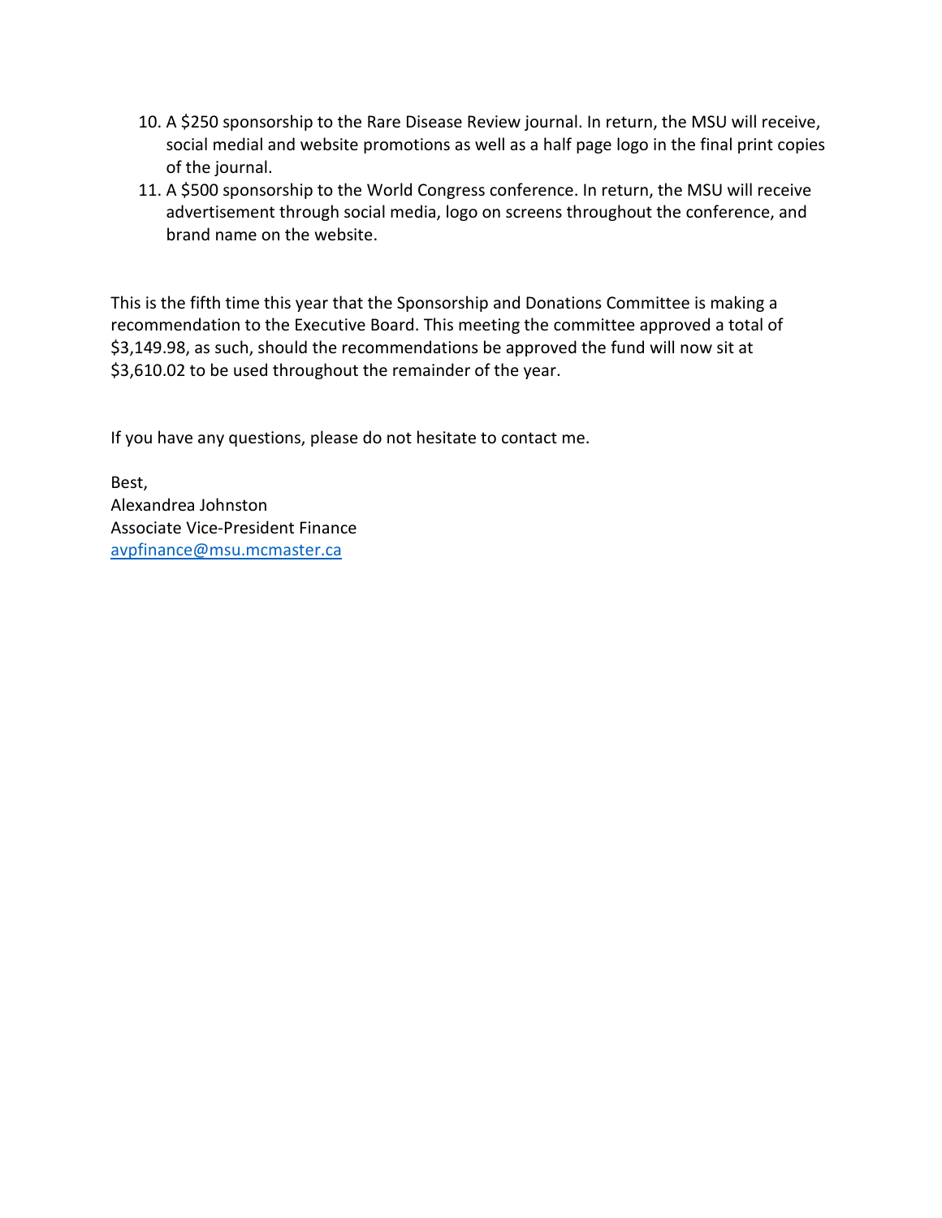10. A $250 sponsorship to the Rare Disease Review journal. In return, the MSU will receive, social medial and website promotions as well as a half page logo in the final print copies of the journal.
11. A $500 sponsorship to the World Congress conference. In return, the MSU will receive advertisement through social media, logo on screens throughout the conference, and brand name on the website.

This is the fifth time this year that the Sponsorship and Donations Committee is making a recommendation to the Executive Board. This meeting the committee approved a total of $3,149.98, as such, should the recommendations be approved the fund will now sit at $3,610.02 to be used throughout the remainder of the year.

If you have any questions, please do not hesitate to contact me.

Best,  
Alexandrea Johnston  
Associate Vice-President Finance  
avpfinance@msu.mcmaster.ca